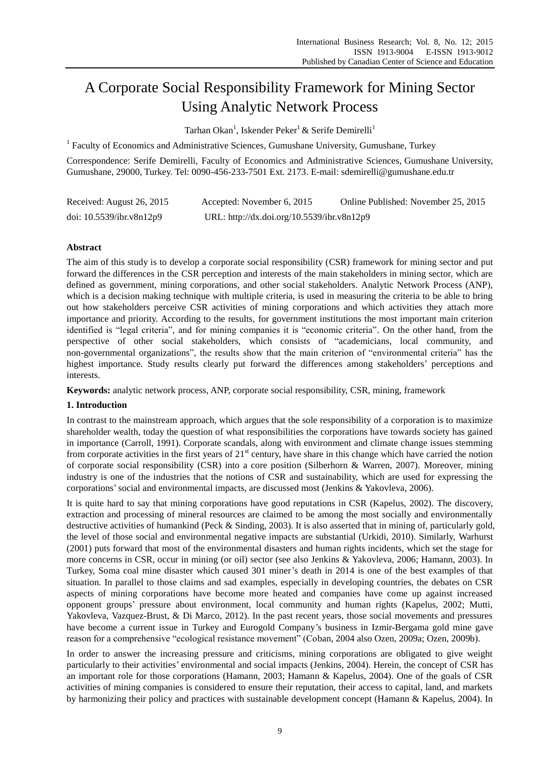# A Corporate Social Responsibility Framework for Mining Sector Using Analytic Network Process

Tarhan Okan[1], Iskender Peker[1] & Serife Demirelli[1]

[1] Faculty of Economics and Administrative Sciences, Gumushane University, Gumushane, Turkey

Correspondence: Serife Demirelli, Faculty of Economics and Administrative Sciences, Gumushane University, Gumushane, 29000, Turkey. Tel: 0090-456-233-7501 Ext. 2173. E-mail: sdemirelli@gumushane.edu.tr

Received: August 26, 2015 Accepted: November 6, 2015 Online Published: November 25, 2015

doi: 10.5539/ibr.v8n12p9 URL: http://dx.doi.org/10.5539/ibr.v8n12p9

**Abstract**

The aim of this study is to develop a corporate social responsibility (CSR) framework for mining sector and put forward the differences in the CSR perception and interests of the main stakeholders in mining sector, which are defined as government, mining corporations, and other social stakeholders. Analytic Network Process (ANP), which is a decision making technique with multiple criteria, is used in measuring the criteria to be able to bring out how stakeholders perceive CSR activities of mining corporations and which activities they attach more importance and priority. According to the results, for government institutions the most important main criterion identified is "legal criteria", and for mining companies it is "economic criteria". On the other hand, from the perspective of other social stakeholders, which consists of "academicians, local community, and non-governmental organizations", the results show that the main criterion of "environmental criteria" has the highest importance. Study results clearly put forward the differences among stakeholders' perceptions and interests.

**Keywords:** analytic network process, ANP, corporate social responsibility, CSR, mining, framework

## 1. Introduction

In contrast to the mainstream approach, which argues that the sole responsibility of a corporation is to maximize shareholder wealth, today the question of what responsibilities the corporations have towards society has gained in importance (Carroll, 1991). Corporate scandals, along with environment and climate change issues stemming from corporate activities in the first years of 21st century, have share in this change which have carried the notion of corporate social responsibility (CSR) into a core position (Silberhorn & Warren, 2007). Moreover, mining industry is one of the industries that the notions of CSR and sustainability, which are used for expressing the corporations' social and environmental impacts, are discussed most (Jenkins & Yakovleva, 2006).

It is quite hard to say that mining corporations have good reputations in CSR (Kapelus, 2002). The discovery, extraction and processing of mineral resources are claimed to be among the most socially and environmentally destructive activities of humankind (Peck & Sinding, 2003). It is also asserted that in mining of, particularly gold, the level of those social and environmental negative impacts are substantial (Urkidi, 2010). Similarly, Warhurst (2001) puts forward that most of the environmental disasters and human rights incidents, which set the stage for more concerns in CSR, occur in mining (or oil) sector (see also Jenkins & Yakovleva, 2006; Hamann, 2003). In Turkey, Soma coal mine disaster which caused 301 miner's death in 2014 is one of the best examples of that situation. In parallel to those claims and sad examples, especially in developing countries, the debates on CSR aspects of mining corporations have become more heated and companies have come up against increased opponent groups' pressure about environment, local community and human rights (Kapelus, 2002; Mutti, Yakovleva, Vazquez-Brust, & Di Marco, 2012). In the past recent years, those social movements and pressures have become a current issue in Turkey and Eurogold Company's business in Izmir-Bergama gold mine gave reason for a comprehensive "ecological resistance movement" (Coban, 2004 also Ozen, 2009a; Ozen, 2009b).

In order to answer the increasing pressure and criticisms, mining corporations are obligated to give weight particularly to their activities' environmental and social impacts (Jenkins, 2004). Herein, the concept of CSR has an important role for those corporations (Hamann, 2003; Hamann & Kapelus, 2004). One of the goals of CSR activities of mining companies is considered to ensure their reputation, their access to capital, land, and markets by harmonizing their policy and practices with sustainable development concept (Hamann & Kapelus, 2004). In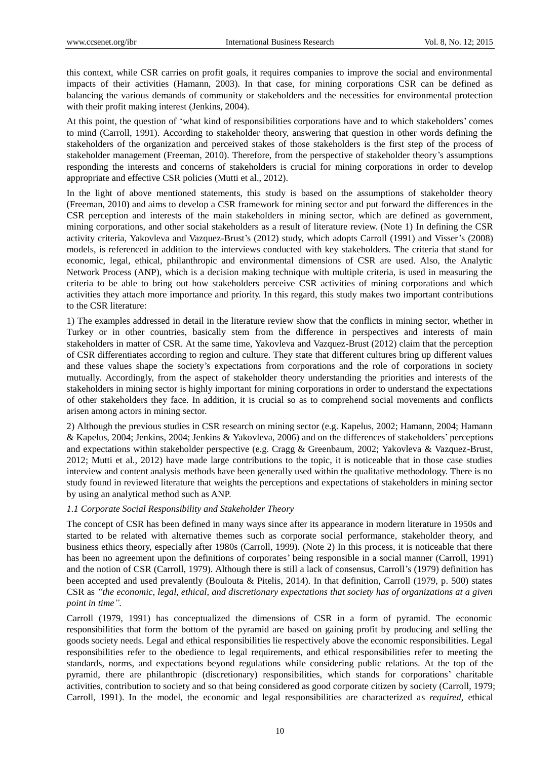this context, while CSR carries on profit goals, it requires companies to improve the social and environmental impacts of their activities (Hamann, 2003). In that case, for mining corporations CSR can be defined as balancing the various demands of community or stakeholders and the necessities for environmental protection with their profit making interest (Jenkins, 2004).

At this point, the question of 'what kind of responsibilities corporations have and to which stakeholders' comes to mind (Carroll, 1991). According to stakeholder theory, answering that question in other words defining the stakeholders of the organization and perceived stakes of those stakeholders is the first step of the process of stakeholder management (Freeman, 2010). Therefore, from the perspective of stakeholder theory's assumptions responding the interests and concerns of stakeholders is crucial for mining corporations in order to develop appropriate and effective CSR policies (Mutti et al., 2012).

In the light of above mentioned statements, this study is based on the assumptions of stakeholder theory (Freeman, 2010) and aims to develop a CSR framework for mining sector and put forward the differences in the CSR perception and interests of the main stakeholders in mining sector, which are defined as government, mining corporations, and other social stakeholders as a result of literature review. (Note 1) In defining the CSR activity criteria, Yakovleva and Vazquez-Brust's (2012) study, which adopts Carroll (1991) and Visser's (2008) models, is referenced in addition to the interviews conducted with key stakeholders. The criteria that stand for economic, legal, ethical, philanthropic and environmental dimensions of CSR are used. Also, the Analytic Network Process (ANP), which is a decision making technique with multiple criteria, is used in measuring the criteria to be able to bring out how stakeholders perceive CSR activities of mining corporations and which activities they attach more importance and priority. In this regard, this study makes two important contributions to the CSR literature:

1) The examples addressed in detail in the literature review show that the conflicts in mining sector, whether in Turkey or in other countries, basically stem from the difference in perspectives and interests of main stakeholders in matter of CSR. At the same time, Yakovleva and Vazquez-Brust (2012) claim that the perception of CSR differentiates according to region and culture. They state that different cultures bring up different values and these values shape the society's expectations from corporations and the role of corporations in society mutually. Accordingly, from the aspect of stakeholder theory understanding the priorities and interests of the stakeholders in mining sector is highly important for mining corporations in order to understand the expectations of other stakeholders they face. In addition, it is crucial so as to comprehend social movements and conflicts arisen among actors in mining sector.

2) Although the previous studies in CSR research on mining sector (e.g. Kapelus, 2002; Hamann, 2004; Hamann & Kapelus, 2004; Jenkins, 2004; Jenkins & Yakovleva, 2006) and on the differences of stakeholders' perceptions and expectations within stakeholder perspective (e.g. Cragg & Greenbaum, 2002; Yakovleva & Vazquez-Brust, 2012; Mutti et al., 2012) have made large contributions to the topic, it is noticeable that in those case studies interview and content analysis methods have been generally used within the qualitative methodology. There is no study found in reviewed literature that weights the perceptions and expectations of stakeholders in mining sector by using an analytical method such as ANP.

### *1.1 Corporate Social Responsibility and Stakeholder Theory*

The concept of CSR has been defined in many ways since after its appearance in modern literature in 1950s and started to be related with alternative themes such as corporate social performance, stakeholder theory, and business ethics theory, especially after 1980s (Carroll, 1999). (Note 2) In this process, it is noticeable that there has been no agreement upon the definitions of corporates' being responsible in a social manner (Carroll, 1991) and the notion of CSR (Carroll, 1979). Although there is still a lack of consensus, Carroll's (1979) definition has been accepted and used prevalently (Boulouta & Pitelis, 2014). In that definition, Carroll (1979, p. 500) states CSR as *"the economic, legal, ethical, and discretionary expectations that society has of organizations at a given point in time"*.

Carroll (1979, 1991) has conceptualized the dimensions of CSR in a form of pyramid. The economic responsibilities that form the bottom of the pyramid are based on gaining profit by producing and selling the goods society needs. Legal and ethical responsibilities lie respectively above the economic responsibilities. Legal responsibilities refer to the obedience to legal requirements, and ethical responsibilities refer to meeting the standards, norms, and expectations beyond regulations while considering public relations. At the top of the pyramid, there are philanthropic (discretionary) responsibilities, which stands for corporations' charitable activities, contribution to society and so that being considered as good corporate citizen by society (Carroll, 1979; Carroll, 1991). In the model, the economic and legal responsibilities are characterized as *required*, ethical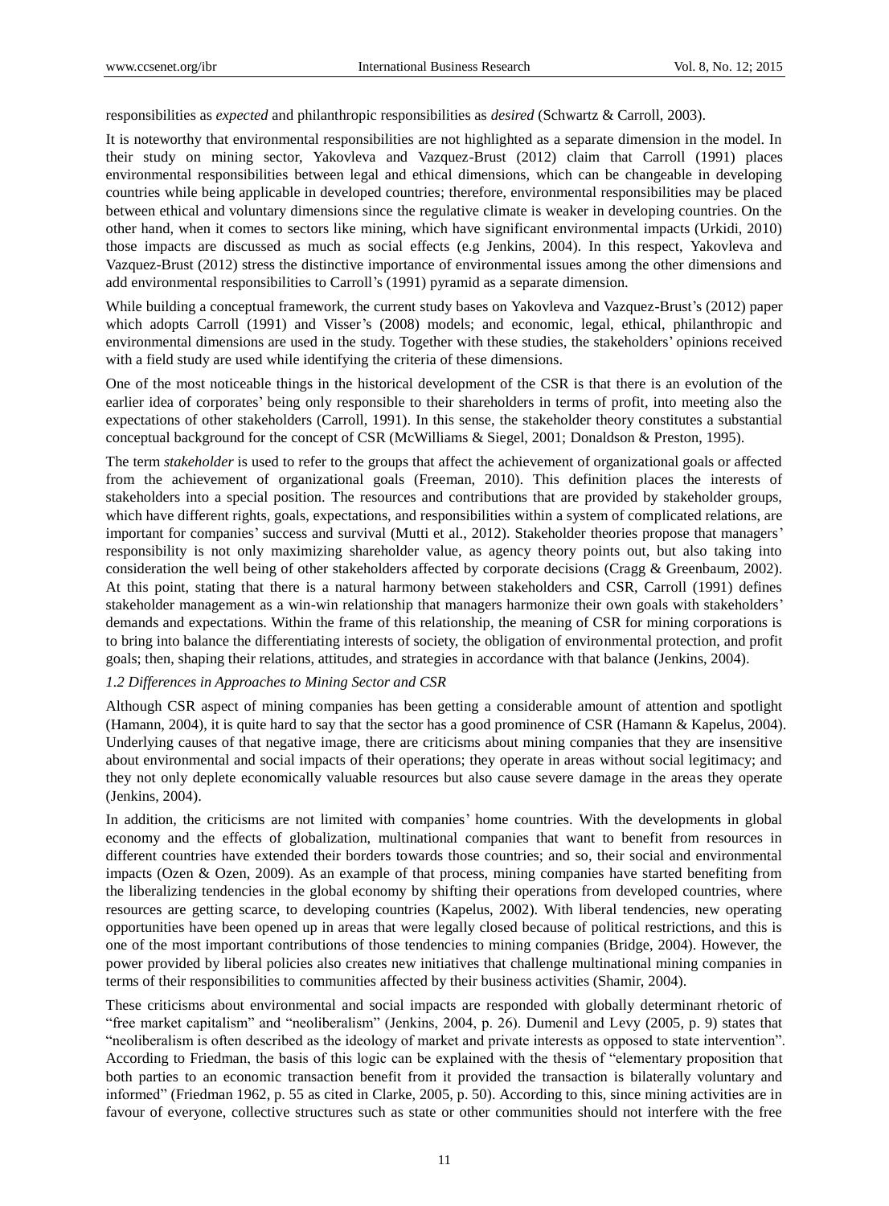responsibilities as *expected* and philanthropic responsibilities as *desired* (Schwartz & Carroll, 2003).

It is noteworthy that environmental responsibilities are not highlighted as a separate dimension in the model. In their study on mining sector, Yakovleva and Vazquez-Brust (2012) claim that Carroll (1991) places environmental responsibilities between legal and ethical dimensions, which can be changeable in developing countries while being applicable in developed countries; therefore, environmental responsibilities may be placed between ethical and voluntary dimensions since the regulative climate is weaker in developing countries. On the other hand, when it comes to sectors like mining, which have significant environmental impacts (Urkidi, 2010) those impacts are discussed as much as social effects (e.g Jenkins, 2004). In this respect, Yakovleva and Vazquez-Brust (2012) stress the distinctive importance of environmental issues among the other dimensions and add environmental responsibilities to Carroll's (1991) pyramid as a separate dimension.

While building a conceptual framework, the current study bases on Yakovleva and Vazquez-Brust's (2012) paper which adopts Carroll (1991) and Visser's (2008) models; and economic, legal, ethical, philanthropic and environmental dimensions are used in the study. Together with these studies, the stakeholders' opinions received with a field study are used while identifying the criteria of these dimensions.

One of the most noticeable things in the historical development of the CSR is that there is an evolution of the earlier idea of corporates' being only responsible to their shareholders in terms of profit, into meeting also the expectations of other stakeholders (Carroll, 1991). In this sense, the stakeholder theory constitutes a substantial conceptual background for the concept of CSR (McWilliams & Siegel, 2001; Donaldson & Preston, 1995).

The term *stakeholder* is used to refer to the groups that affect the achievement of organizational goals or affected from the achievement of organizational goals (Freeman, 2010). This definition places the interests of stakeholders into a special position. The resources and contributions that are provided by stakeholder groups, which have different rights, goals, expectations, and responsibilities within a system of complicated relations, are important for companies' success and survival (Mutti et al., 2012). Stakeholder theories propose that managers' responsibility is not only maximizing shareholder value, as agency theory points out, but also taking into consideration the well being of other stakeholders affected by corporate decisions (Cragg & Greenbaum, 2002). At this point, stating that there is a natural harmony between stakeholders and CSR, Carroll (1991) defines stakeholder management as a win-win relationship that managers harmonize their own goals with stakeholders' demands and expectations. Within the frame of this relationship, the meaning of CSR for mining corporations is to bring into balance the differentiating interests of society, the obligation of environmental protection, and profit goals; then, shaping their relations, attitudes, and strategies in accordance with that balance (Jenkins, 2004).

### *1.2 Differences in Approaches to Mining Sector and CSR*

Although CSR aspect of mining companies has been getting a considerable amount of attention and spotlight (Hamann, 2004), it is quite hard to say that the sector has a good prominence of CSR (Hamann & Kapelus, 2004). Underlying causes of that negative image, there are criticisms about mining companies that they are insensitive about environmental and social impacts of their operations; they operate in areas without social legitimacy; and they not only deplete economically valuable resources but also cause severe damage in the areas they operate (Jenkins, 2004).

In addition, the criticisms are not limited with companies' home countries. With the developments in global economy and the effects of globalization, multinational companies that want to benefit from resources in different countries have extended their borders towards those countries; and so, their social and environmental impacts (Ozen & Ozen, 2009). As an example of that process, mining companies have started benefiting from the liberalizing tendencies in the global economy by shifting their operations from developed countries, where resources are getting scarce, to developing countries (Kapelus, 2002). With liberal tendencies, new operating opportunities have been opened up in areas that were legally closed because of political restrictions, and this is one of the most important contributions of those tendencies to mining companies (Bridge, 2004). However, the power provided by liberal policies also creates new initiatives that challenge multinational mining companies in terms of their responsibilities to communities affected by their business activities (Shamir, 2004).

These criticisms about environmental and social impacts are responded with globally determinant rhetoric of "free market capitalism" and "neoliberalism" (Jenkins, 2004, p. 26). Dumenil and Levy (2005, p. 9) states that "neoliberalism is often described as the ideology of market and private interests as opposed to state intervention". According to Friedman, the basis of this logic can be explained with the thesis of "elementary proposition that both parties to an economic transaction benefit from it provided the transaction is bilaterally voluntary and informed" (Friedman 1962, p. 55 as cited in Clarke, 2005, p. 50). According to this, since mining activities are in favour of everyone, collective structures such as state or other communities should not interfere with the free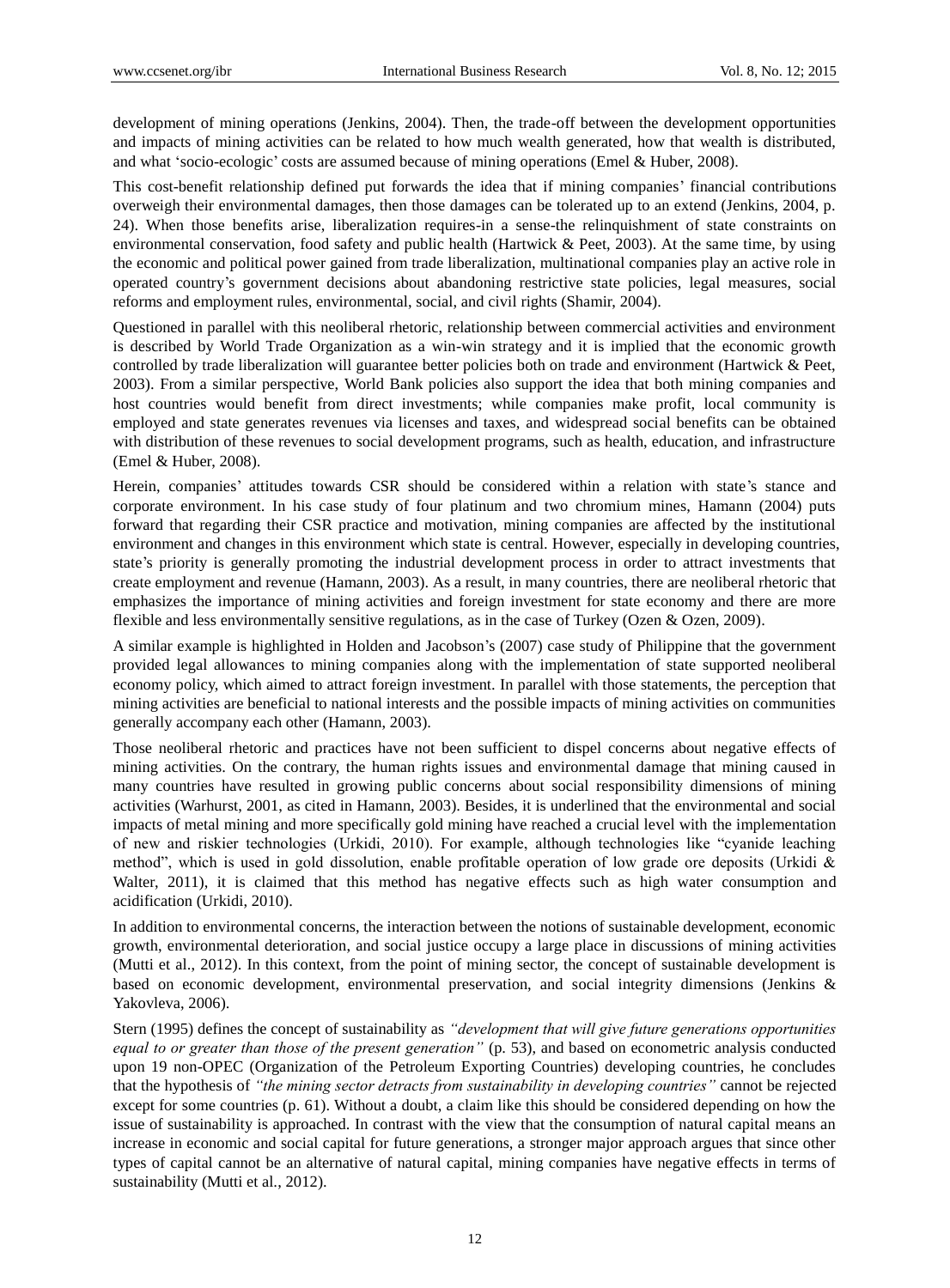development of mining operations (Jenkins, 2004). Then, the trade-off between the development opportunities and impacts of mining activities can be related to how much wealth generated, how that wealth is distributed, and what 'socio-ecologic' costs are assumed because of mining operations (Emel & Huber, 2008).

This cost-benefit relationship defined put forwards the idea that if mining companies' financial contributions overweigh their environmental damages, then those damages can be tolerated up to an extend (Jenkins, 2004, p. 24). When those benefits arise, liberalization requires-in a sense-the relinquishment of state constraints on environmental conservation, food safety and public health (Hartwick & Peet, 2003). At the same time, by using the economic and political power gained from trade liberalization, multinational companies play an active role in operated country's government decisions about abandoning restrictive state policies, legal measures, social reforms and employment rules, environmental, social, and civil rights (Shamir, 2004).

Questioned in parallel with this neoliberal rhetoric, relationship between commercial activities and environment is described by World Trade Organization as a win-win strategy and it is implied that the economic growth controlled by trade liberalization will guarantee better policies both on trade and environment (Hartwick & Peet, 2003). From a similar perspective, World Bank policies also support the idea that both mining companies and host countries would benefit from direct investments; while companies make profit, local community is employed and state generates revenues via licenses and taxes, and widespread social benefits can be obtained with distribution of these revenues to social development programs, such as health, education, and infrastructure (Emel & Huber, 2008).

Herein, companies' attitudes towards CSR should be considered within a relation with state's stance and corporate environment. In his case study of four platinum and two chromium mines, Hamann (2004) puts forward that regarding their CSR practice and motivation, mining companies are affected by the institutional environment and changes in this environment which state is central. However, especially in developing countries, state's priority is generally promoting the industrial development process in order to attract investments that create employment and revenue (Hamann, 2003). As a result, in many countries, there are neoliberal rhetoric that emphasizes the importance of mining activities and foreign investment for state economy and there are more flexible and less environmentally sensitive regulations, as in the case of Turkey (Ozen & Ozen, 2009).

A similar example is highlighted in Holden and Jacobson's (2007) case study of Philippine that the government provided legal allowances to mining companies along with the implementation of state supported neoliberal economy policy, which aimed to attract foreign investment. In parallel with those statements, the perception that mining activities are beneficial to national interests and the possible impacts of mining activities on communities generally accompany each other (Hamann, 2003).

Those neoliberal rhetoric and practices have not been sufficient to dispel concerns about negative effects of mining activities. On the contrary, the human rights issues and environmental damage that mining caused in many countries have resulted in growing public concerns about social responsibility dimensions of mining activities (Warhurst, 2001, as cited in Hamann, 2003). Besides, it is underlined that the environmental and social impacts of metal mining and more specifically gold mining have reached a crucial level with the implementation of new and riskier technologies (Urkidi, 2010). For example, although technologies like "cyanide leaching method", which is used in gold dissolution, enable profitable operation of low grade ore deposits (Urkidi & Walter, 2011), it is claimed that this method has negative effects such as high water consumption and acidification (Urkidi, 2010).

In addition to environmental concerns, the interaction between the notions of sustainable development, economic growth, environmental deterioration, and social justice occupy a large place in discussions of mining activities (Mutti et al., 2012). In this context, from the point of mining sector, the concept of sustainable development is based on economic development, environmental preservation, and social integrity dimensions (Jenkins & Yakovleva, 2006).

Stern (1995) defines the concept of sustainability as *"development that will give future generations opportunities equal to or greater than those of the present generation"* (p. 53), and based on econometric analysis conducted upon 19 non-OPEC (Organization of the Petroleum Exporting Countries) developing countries, he concludes that the hypothesis of *"the mining sector detracts from sustainability in developing countries"* cannot be rejected except for some countries (p. 61). Without a doubt, a claim like this should be considered depending on how the issue of sustainability is approached. In contrast with the view that the consumption of natural capital means an increase in economic and social capital for future generations, a stronger major approach argues that since other types of capital cannot be an alternative of natural capital, mining companies have negative effects in terms of sustainability (Mutti et al., 2012).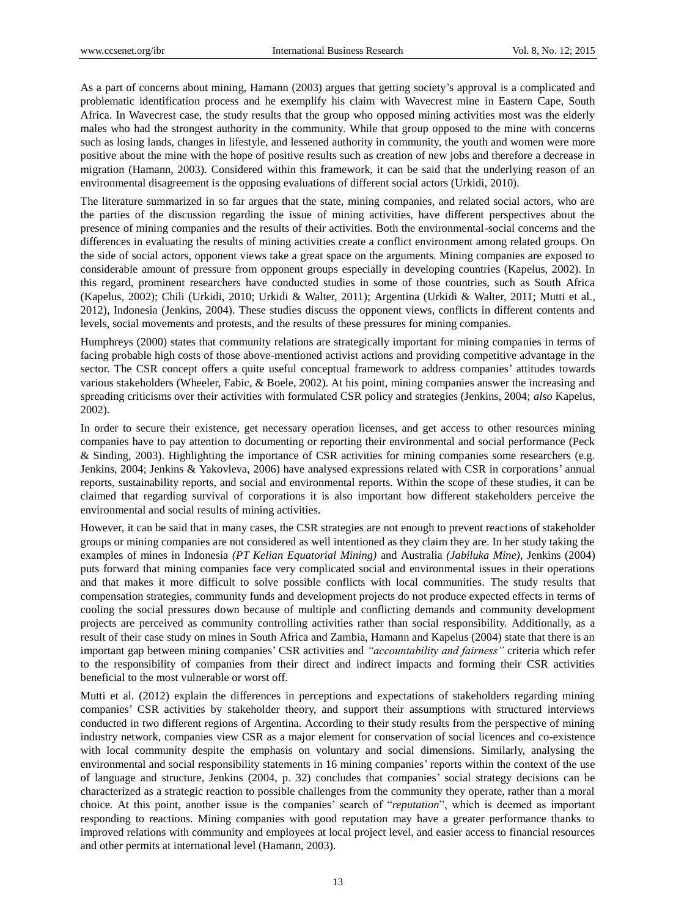As a part of concerns about mining, Hamann (2003) argues that getting society's approval is a complicated and problematic identification process and he exemplify his claim with Wavecrest mine in Eastern Cape, South Africa. In Wavecrest case, the study results that the group who opposed mining activities most was the elderly males who had the strongest authority in the community. While that group opposed to the mine with concerns such as losing lands, changes in lifestyle, and lessened authority in community, the youth and women were more positive about the mine with the hope of positive results such as creation of new jobs and therefore a decrease in migration (Hamann, 2003). Considered within this framework, it can be said that the underlying reason of an environmental disagreement is the opposing evaluations of different social actors (Urkidi, 2010).

The literature summarized in so far argues that the state, mining companies, and related social actors, who are the parties of the discussion regarding the issue of mining activities, have different perspectives about the presence of mining companies and the results of their activities. Both the environmental-social concerns and the differences in evaluating the results of mining activities create a conflict environment among related groups. On the side of social actors, opponent views take a great space on the arguments. Mining companies are exposed to considerable amount of pressure from opponent groups especially in developing countries (Kapelus, 2002). In this regard, prominent researchers have conducted studies in some of those countries, such as South Africa (Kapelus, 2002); Chili (Urkidi, 2010; Urkidi & Walter, 2011); Argentina (Urkidi & Walter, 2011; Mutti et al., 2012), Indonesia (Jenkins, 2004). These studies discuss the opponent views, conflicts in different contents and levels, social movements and protests, and the results of these pressures for mining companies.

Humphreys (2000) states that community relations are strategically important for mining companies in terms of facing probable high costs of those above-mentioned activist actions and providing competitive advantage in the sector. The CSR concept offers a quite useful conceptual framework to address companies' attitudes towards various stakeholders (Wheeler, Fabic, & Boele, 2002). At his point, mining companies answer the increasing and spreading criticisms over their activities with formulated CSR policy and strategies (Jenkins, 2004; *also* Kapelus, 2002).

In order to secure their existence, get necessary operation licenses, and get access to other resources mining companies have to pay attention to documenting or reporting their environmental and social performance (Peck & Sinding, 2003). Highlighting the importance of CSR activities for mining companies some researchers (e.g. Jenkins, 2004; Jenkins & Yakovleva, 2006) have analysed expressions related with CSR in corporations' annual reports, sustainability reports, and social and environmental reports. Within the scope of these studies, it can be claimed that regarding survival of corporations it is also important how different stakeholders perceive the environmental and social results of mining activities.

However, it can be said that in many cases, the CSR strategies are not enough to prevent reactions of stakeholder groups or mining companies are not considered as well intentioned as they claim they are. In her study taking the examples of mines in Indonesia *(PT Kelian Equatorial Mining)* and Australia *(Jabiluka Mine),* Jenkins (2004) puts forward that mining companies face very complicated social and environmental issues in their operations and that makes it more difficult to solve possible conflicts with local communities. The study results that compensation strategies, community funds and development projects do not produce expected effects in terms of cooling the social pressures down because of multiple and conflicting demands and community development projects are perceived as community controlling activities rather than social responsibility. Additionally, as a result of their case study on mines in South Africa and Zambia, Hamann and Kapelus (2004) state that there is an important gap between mining companies' CSR activities and *"accountability and fairness"* criteria which refer to the responsibility of companies from their direct and indirect impacts and forming their CSR activities beneficial to the most vulnerable or worst off.

Mutti et al. (2012) explain the differences in perceptions and expectations of stakeholders regarding mining companies' CSR activities by stakeholder theory, and support their assumptions with structured interviews conducted in two different regions of Argentina. According to their study results from the perspective of mining industry network, companies view CSR as a major element for conservation of social licences and co-existence with local community despite the emphasis on voluntary and social dimensions. Similarly, analysing the environmental and social responsibility statements in 16 mining companies' reports within the context of the use of language and structure, Jenkins (2004, p. 32) concludes that companies' social strategy decisions can be characterized as a strategic reaction to possible challenges from the community they operate, rather than a moral choice. At this point, another issue is the companies' search of "*reputation*", which is deemed as important responding to reactions. Mining companies with good reputation may have a greater performance thanks to improved relations with community and employees at local project level, and easier access to financial resources and other permits at international level (Hamann, 2003).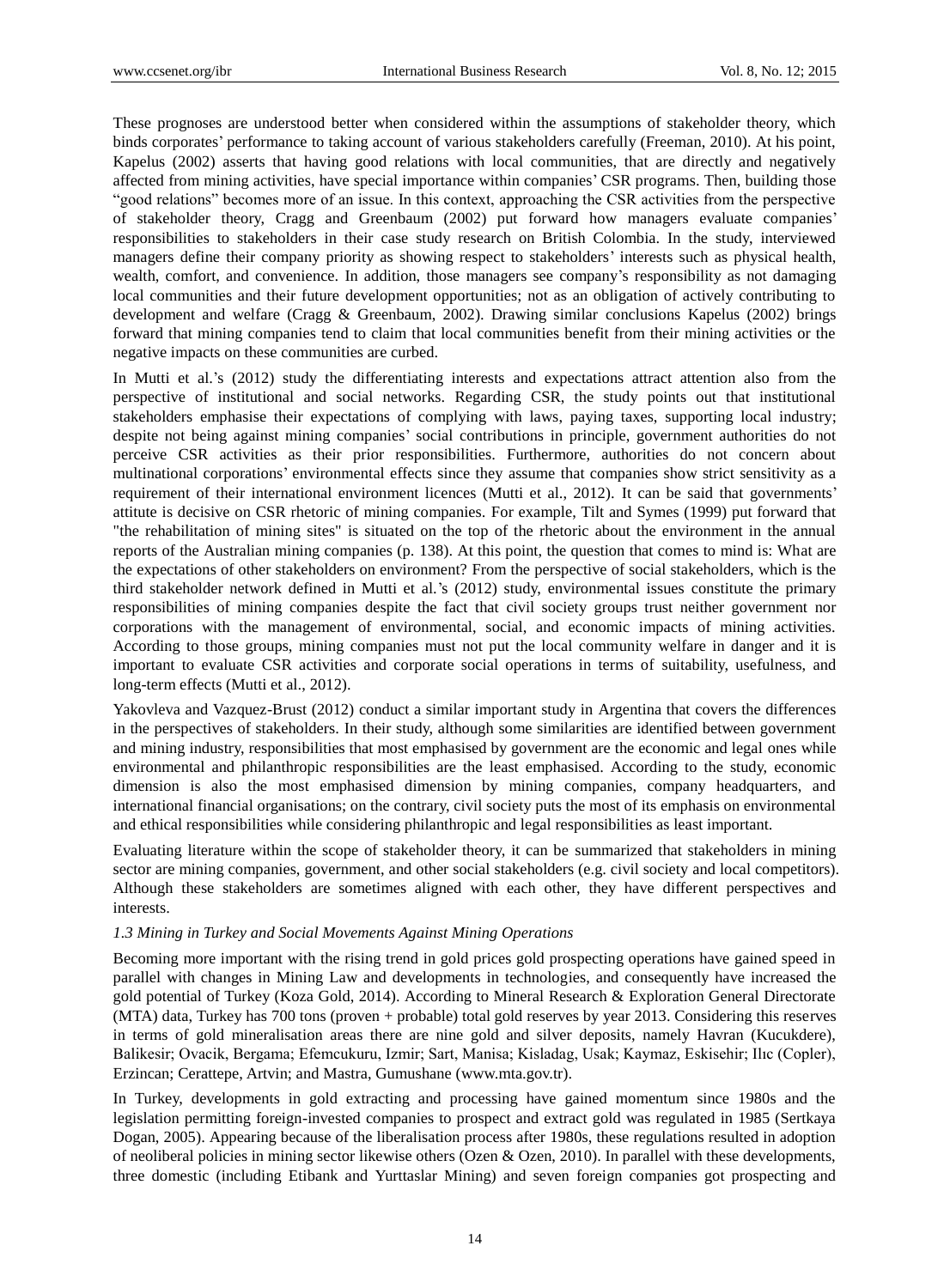These prognoses are understood better when considered within the assumptions of stakeholder theory, which binds corporates' performance to taking account of various stakeholders carefully (Freeman, 2010). At his point, Kapelus (2002) asserts that having good relations with local communities, that are directly and negatively affected from mining activities, have special importance within companies' CSR programs. Then, building those "good relations" becomes more of an issue. In this context, approaching the CSR activities from the perspective of stakeholder theory, Cragg and Greenbaum (2002) put forward how managers evaluate companies' responsibilities to stakeholders in their case study research on British Colombia. In the study, interviewed managers define their company priority as showing respect to stakeholders' interests such as physical health, wealth, comfort, and convenience. In addition, those managers see company's responsibility as not damaging local communities and their future development opportunities; not as an obligation of actively contributing to development and welfare (Cragg & Greenbaum, 2002). Drawing similar conclusions Kapelus (2002) brings forward that mining companies tend to claim that local communities benefit from their mining activities or the negative impacts on these communities are curbed.

In Mutti et al.'s (2012) study the differentiating interests and expectations attract attention also from the perspective of institutional and social networks. Regarding CSR, the study points out that institutional stakeholders emphasise their expectations of complying with laws, paying taxes, supporting local industry; despite not being against mining companies' social contributions in principle, government authorities do not perceive CSR activities as their prior responsibilities. Furthermore, authorities do not concern about multinational corporations' environmental effects since they assume that companies show strict sensitivity as a requirement of their international environment licences (Mutti et al., 2012). It can be said that governments' attitude is decisive on CSR rhetoric of mining companies. For example, Tilt and Symes (1999) put forward that "the rehabilitation of mining sites" is situated on the top of the rhetoric about the environment in the annual reports of the Australian mining companies (p. 138). At this point, the question that comes to mind is: What are the expectations of other stakeholders on environment? From the perspective of social stakeholders, which is the third stakeholder network defined in Mutti et al.'s (2012) study, environmental issues constitute the primary responsibilities of mining companies despite the fact that civil society groups trust neither government nor corporations with the management of environmental, social, and economic impacts of mining activities. According to those groups, mining companies must not put the local community welfare in danger and it is important to evaluate CSR activities and corporate social operations in terms of suitability, usefulness, and long-term effects (Mutti et al., 2012).

Yakovleva and Vazquez-Brust (2012) conduct a similar important study in Argentina that covers the differences in the perspectives of stakeholders. In their study, although some similarities are identified between government and mining industry, responsibilities that most emphasised by government are the economic and legal ones while environmental and philanthropic responsibilities are the least emphasised. According to the study, economic dimension is also the most emphasised dimension by mining companies, company headquarters, and international financial organisations; on the contrary, civil society puts the most of its emphasis on environmental and ethical responsibilities while considering philanthropic and legal responsibilities as least important.

Evaluating literature within the scope of stakeholder theory, it can be summarized that stakeholders in mining sector are mining companies, government, and other social stakeholders (e.g. civil society and local competitors). Although these stakeholders are sometimes aligned with each other, they have different perspectives and interests.

### *1.3 Mining in Turkey and Social Movements Against Mining Operations*

Becoming more important with the rising trend in gold prices gold prospecting operations have gained speed in parallel with changes in Mining Law and developments in technologies, and consequently have increased the gold potential of Turkey (Koza Gold, 2014). According to Mineral Research & Exploration General Directorate (MTA) data, Turkey has 700 tons (proven + probable) total gold reserves by year 2013. Considering this reserves in terms of gold mineralisation areas there are nine gold and silver deposits, namely Havran (Kucukdere), Balikesir; Ovacik, Bergama; Efemcukuru, Izmir; Sart, Manisa; Kisladag, Usak; Kaymaz, Eskisehir; Ilıc (Copler), Erzincan; Cerattepe, Artvin; and Mastra, Gumushane (www.mta.gov.tr).

In Turkey, developments in gold extracting and processing have gained momentum since 1980s and the legislation permitting foreign-invested companies to prospect and extract gold was regulated in 1985 (Sertkaya Dogan, 2005). Appearing because of the liberalisation process after 1980s, these regulations resulted in adoption of neoliberal policies in mining sector likewise others (Ozen & Ozen, 2010). In parallel with these developments, three domestic (including Etibank and Yurttaslar Mining) and seven foreign companies got prospecting and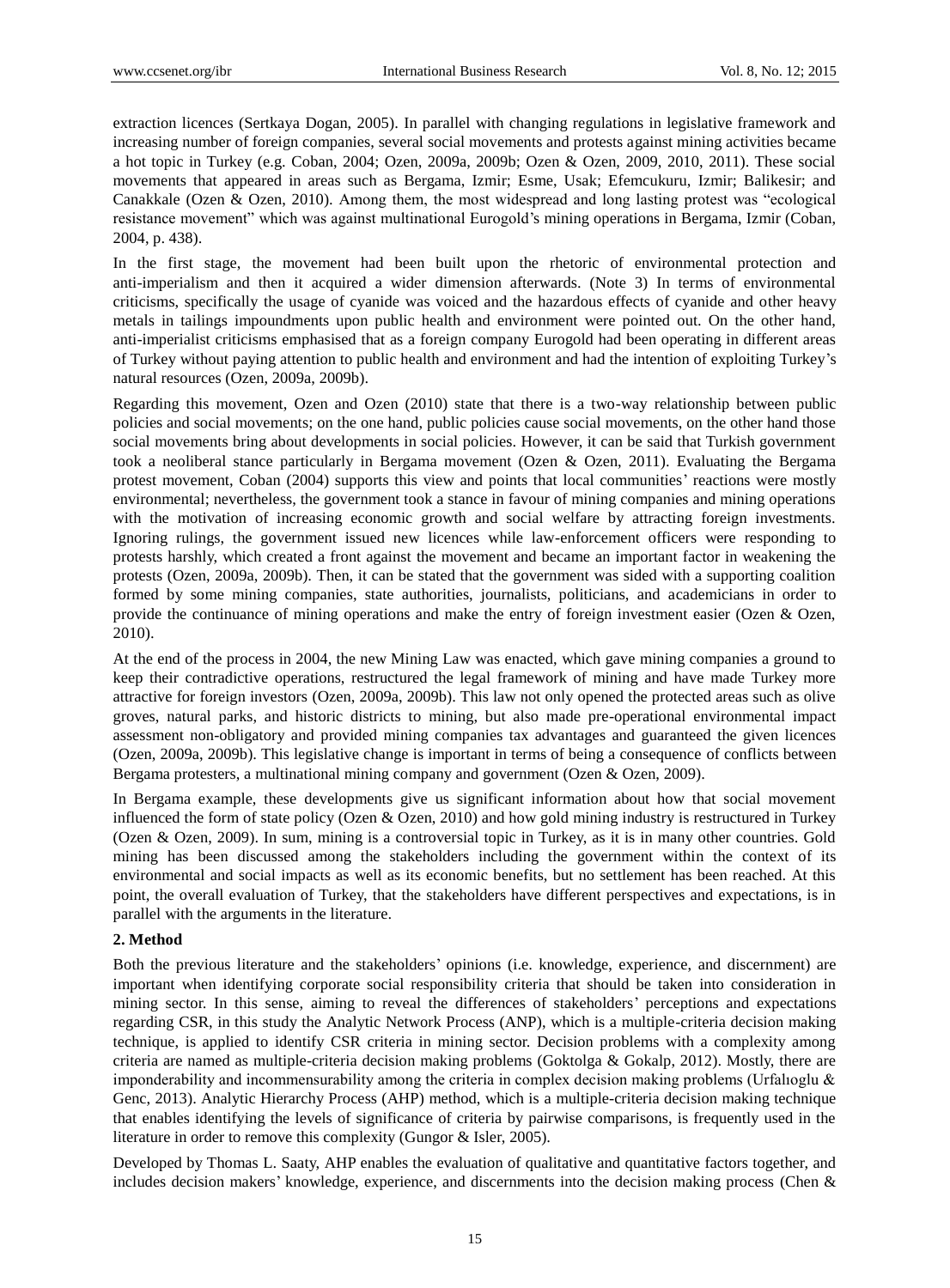extraction licences (Sertkaya Dogan, 2005). In parallel with changing regulations in legislative framework and increasing number of foreign companies, several social movements and protests against mining activities became a hot topic in Turkey (e.g. Coban, 2004; Ozen, 2009a, 2009b; Ozen & Ozen, 2009, 2010, 2011). These social movements that appeared in areas such as Bergama, Izmir; Esme, Usak; Efemcukuru, Izmir; Balikesir; and Canakkale (Ozen & Ozen, 2010). Among them, the most widespread and long lasting protest was "ecological resistance movement" which was against multinational Eurogold's mining operations in Bergama, Izmir (Coban, 2004, p. 438).

In the first stage, the movement had been built upon the rhetoric of environmental protection and anti-imperialism and then it acquired a wider dimension afterwards. (Note 3) In terms of environmental criticisms, specifically the usage of cyanide was voiced and the hazardous effects of cyanide and other heavy metals in tailings impoundments upon public health and environment were pointed out. On the other hand, anti-imperialist criticisms emphasised that as a foreign company Eurogold had been operating in different areas of Turkey without paying attention to public health and environment and had the intention of exploiting Turkey's natural resources (Ozen, 2009a, 2009b).

Regarding this movement, Ozen and Ozen (2010) state that there is a two-way relationship between public policies and social movements; on the one hand, public policies cause social movements, on the other hand those social movements bring about developments in social policies. However, it can be said that Turkish government took a neoliberal stance particularly in Bergama movement (Ozen & Ozen, 2011). Evaluating the Bergama protest movement, Coban (2004) supports this view and points that local communities' reactions were mostly environmental; nevertheless, the government took a stance in favour of mining companies and mining operations with the motivation of increasing economic growth and social welfare by attracting foreign investments. Ignoring rulings, the government issued new licences while law-enforcement officers were responding to protests harshly, which created a front against the movement and became an important factor in weakening the protests (Ozen, 2009a, 2009b). Then, it can be stated that the government was sided with a supporting coalition formed by some mining companies, state authorities, journalists, politicians, and academicians in order to provide the continuance of mining operations and make the entry of foreign investment easier (Ozen & Ozen, 2010).

At the end of the process in 2004, the new Mining Law was enacted, which gave mining companies a ground to keep their contradictive operations, restructured the legal framework of mining and have made Turkey more attractive for foreign investors (Ozen, 2009a, 2009b). This law not only opened the protected areas such as olive groves, natural parks, and historic districts to mining, but also made pre-operational environmental impact assessment non-obligatory and provided mining companies tax advantages and guaranteed the given licences (Ozen, 2009a, 2009b). This legislative change is important in terms of being a consequence of conflicts between Bergama protesters, a multinational mining company and government (Ozen & Ozen, 2009).

In Bergama example, these developments give us significant information about how that social movement influenced the form of state policy (Ozen & Ozen, 2010) and how gold mining industry is restructured in Turkey (Ozen & Ozen, 2009). In sum, mining is a controversial topic in Turkey, as it is in many other countries. Gold mining has been discussed among the stakeholders including the government within the context of its environmental and social impacts as well as its economic benefits, but no settlement has been reached. At this point, the overall evaluation of Turkey, that the stakeholders have different perspectives and expectations, is in parallel with the arguments in the literature.

## 2. Method

Both the previous literature and the stakeholders' opinions (i.e. knowledge, experience, and discernment) are important when identifying corporate social responsibility criteria that should be taken into consideration in mining sector. In this sense, aiming to reveal the differences of stakeholders' perceptions and expectations regarding CSR, in this study the Analytic Network Process (ANP), which is a multiple-criteria decision making technique, is applied to identify CSR criteria in mining sector. Decision problems with a complexity among criteria are named as multiple-criteria decision making problems (Goktolga & Gokalp, 2012). Mostly, there are imponderability and incommensurability among the criteria in complex decision making problems (Urfalıoglu & Genc, 2013). Analytic Hierarchy Process (AHP) method, which is a multiple-criteria decision making technique that enables identifying the levels of significance of criteria by pairwise comparisons, is frequently used in the literature in order to remove this complexity (Gungor & Isler, 2005).

Developed by Thomas L. Saaty, AHP enables the evaluation of qualitative and quantitative factors together, and includes decision makers' knowledge, experience, and discernments into the decision making process (Chen &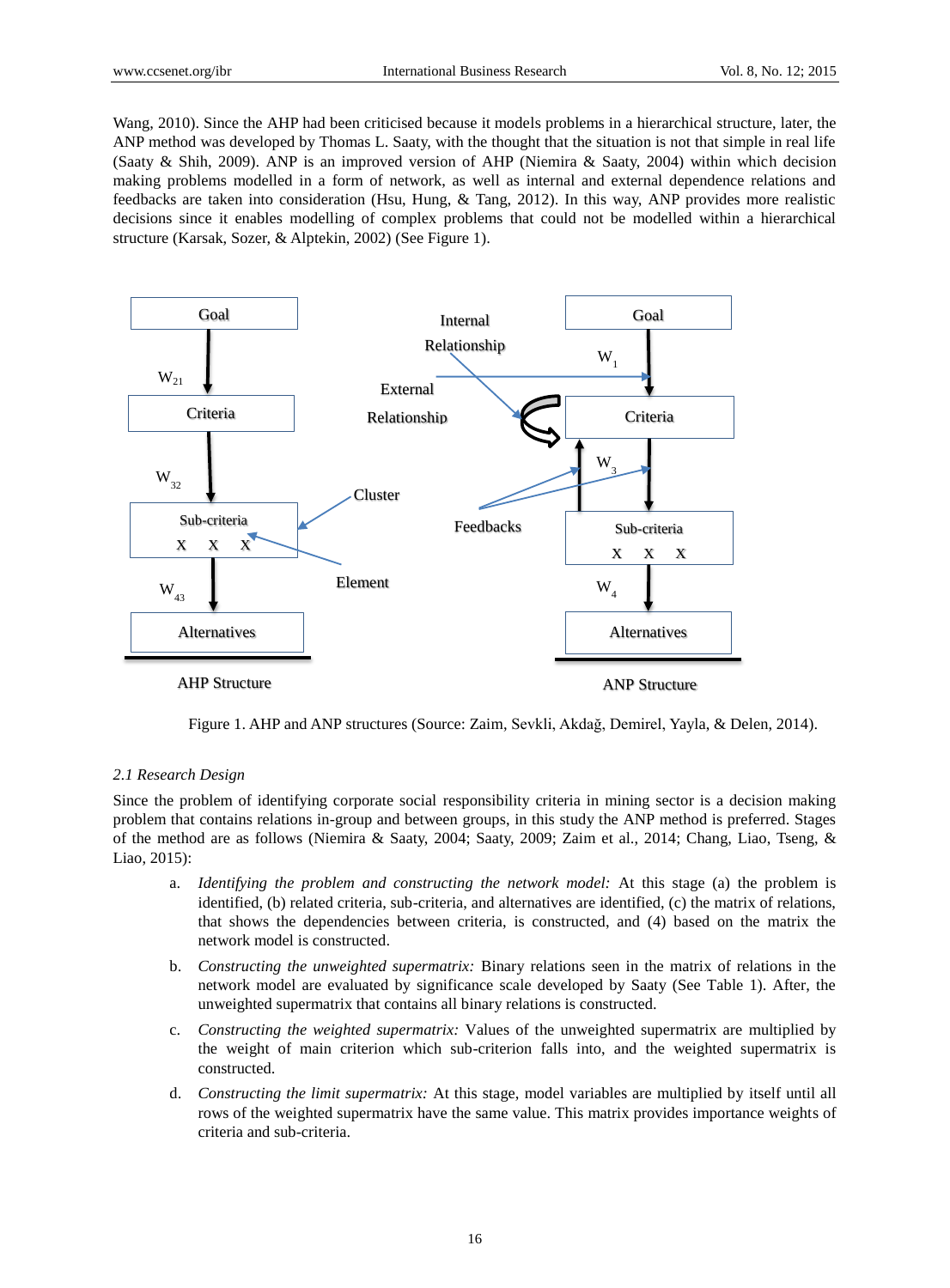Wang, 2010). Since the AHP had been criticised because it models problems in a hierarchical structure, later, the ANP method was developed by Thomas L. Saaty, with the thought that the situation is not that simple in real life (Saaty & Shih, 2009). ANP is an improved version of AHP (Niemira & Saaty, 2004) within which decision making problems modelled in a form of network, as well as internal and external dependence relations and feedbacks are taken into consideration (Hsu, Hung, & Tang, 2012). In this way, ANP provides more realistic decisions since it enables modelling of complex problems that could not be modelled within a hierarchical structure (Karsak, Sozer, & Alptekin, 2002) (See Figure 1).

Figure 1. AHP and ANP structures (Source: Zaim, Sevkli, Akdağ, Demirel, Yayla, & Delen, 2014).

### *2.1 Research Design*

Since the problem of identifying corporate social responsibility criteria in mining sector is a decision making problem that contains relations in-group and between groups, in this study the ANP method is preferred. Stages of the method are as follows (Niemira & Saaty, 2004; Saaty, 2009; Zaim et al., 2014; Chang, Liao, Tseng, & Liao, 2015):

a. *Identifying the problem and constructing the network model:* At this stage (a) the problem is identified, (b) related criteria, sub-criteria, and alternatives are identified, (c) the matrix of relations, that shows the dependencies between criteria, is constructed, and (4) based on the matrix the network model is constructed.

b. *Constructing the unweighted supermatrix:* Binary relations seen in the matrix of relations in the network model are evaluated by significance scale developed by Saaty (See Table 1). After, the unweighted supermatrix that contains all binary relations is constructed.

c. *Constructing the weighted supermatrix:* Values of the unweighted supermatrix are multiplied by the weight of main criterion which sub-criterion falls into, and the weighted supermatrix is constructed.

d. *Constructing the limit supermatrix:* At this stage, model variables are multiplied by itself until all rows of the weighted supermatrix have the same value. This matrix provides importance weights of criteria and sub-criteria.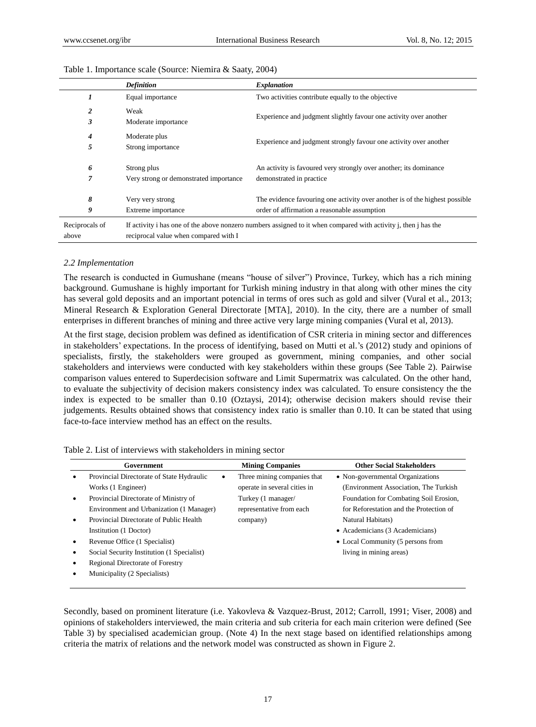Table 1. Importance scale (Source: Niemira & Saaty, 2004)

| | *Definition* | *Explanation* |
|---|---|---|
| *1* | Equal importance | Two activities contribute equally to the objective |
| *2* | Weak | Experience and judgment slightly favour one activity over another |
| *3* | Moderate importance | |
| *4* | Moderate plus | Experience and judgment strongly favour one activity over another |
| *5* | Strong importance | |
| *6* | Strong plus | An activity is favoured very strongly over another; its dominance demonstrated in practice |
| *7* | Very strong or demonstrated importance | |
| *8* | Very very strong | The evidence favouring one activity over another is of the highest possible order of affirmation a reasonable assumption |
| *9* | Extreme importance | |
| Reciprocals of above | If activity i has one of the above nonzero numbers assigned to it when compared with activity j, then j has the reciprocal value when compared with I | |

### *2.2 Implementation*

The research is conducted in Gumushane (means "house of silver") Province, Turkey, which has a rich mining background. Gumushane is highly important for Turkish mining industry in that along with other mines the city has several gold deposits and an important potencial in terms of ores such as gold and silver (Vural et al., 2013; Mineral Research & Exploration General Directorate [MTA], 2010). In the city, there are a number of small enterprises in different branches of mining and three active very large mining companies (Vural et al, 2013).

At the first stage, decision problem was defined as identification of CSR criteria in mining sector and differences in stakeholders' expectations. In the process of identifying, based on Mutti et al.'s (2012) study and opinions of specialists, firstly, the stakeholders were grouped as government, mining companies, and other social stakeholders and interviews were conducted with key stakeholders within these groups (See Table 2). Pairwise comparison values entered to Superdecision software and Limit Supermatrix was calculated. On the other hand, to evaluate the subjectivity of decision makers consistency index was calculated. To ensure consistency the the index is expected to be smaller than 0.10 (Oztaysi, 2014); otherwise decision makers should revise their judgements. Results obtained shows that consistency index ratio is smaller than 0.10. It can be stated that using face-to-face interview method has an effect on the results.

Table 2. List of interviews with stakeholders in mining sector

| Government | Mining Companies | Other Social Stakeholders |
|---|---|---|
| • Provincial Directorate of State Hydraulic Works (1 Engineer) | • Three mining companies that operate in several cities in Turkey (1 manager/ representative from each company) | • Non-governmental Organizations (Environment Association, The Turkish Foundation for Combating Soil Erosion, for Reforestation and the Protection of Natural Habitats) |
| • Provincial Directorate of Ministry of Environment and Urbanization (1 Manager) | | • Academicians (3 Academicians) |
| • Provincial Directorate of Public Health Institution (1 Doctor) | | • Local Community (5 persons from living in mining areas) |
| • Revenue Office (1 Specialist) | | |
| • Social Security Institution (1 Specialist) | | |
| • Regional Directorate of Forestry | | |
| • Municipality (2 Specialists) | | |

Secondly, based on prominent literature (i.e. Yakovleva & Vazquez-Brust, 2012; Carroll, 1991; Viser, 2008) and opinions of stakeholders interviewed, the main criteria and sub criteria for each main criterion were defined (See Table 3) by specialised academician group. (Note 4) In the next stage based on identified relationships among criteria the matrix of relations and the network model was constructed as shown in Figure 2.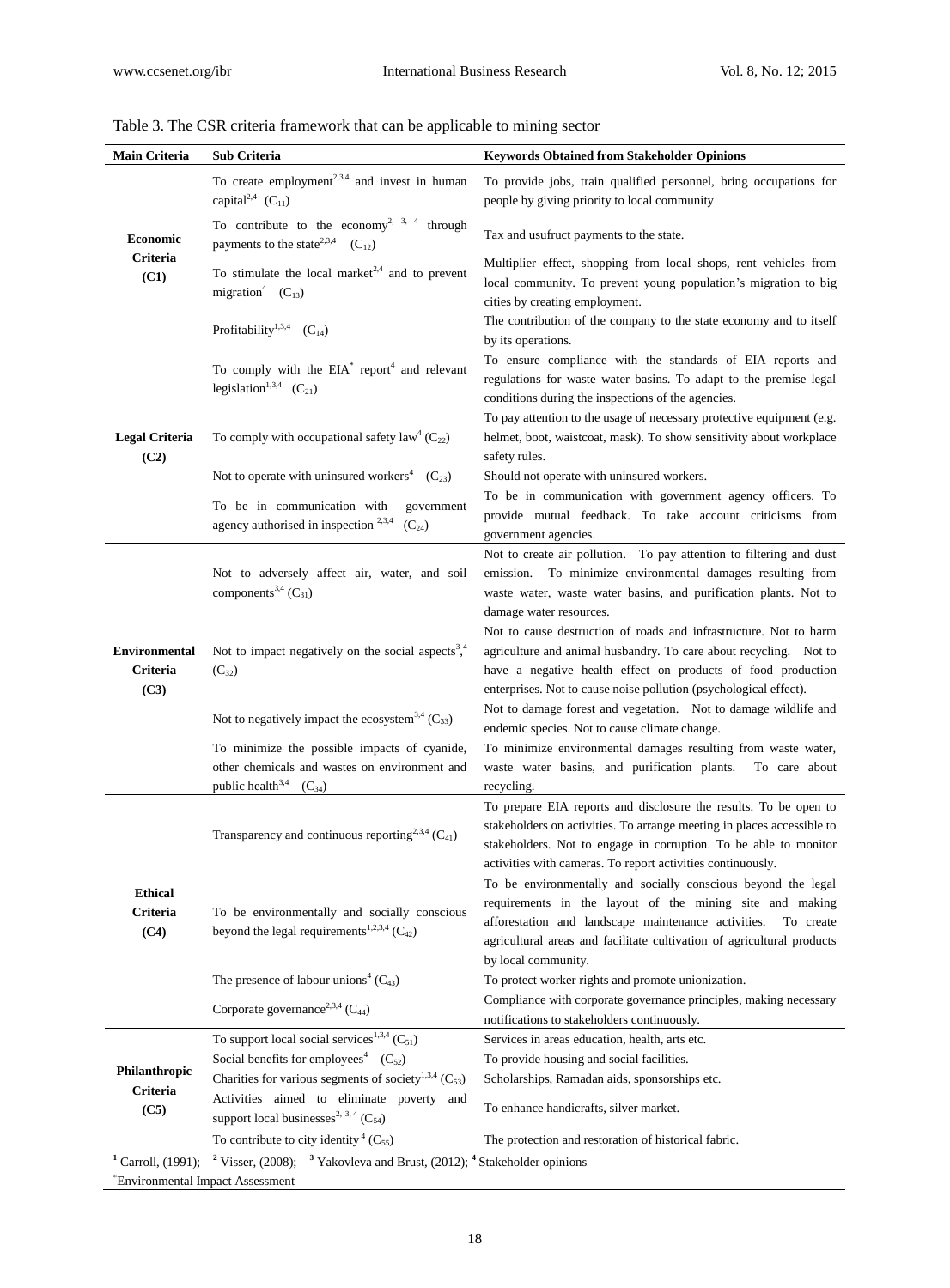Table 3. The CSR criteria framework that can be applicable to mining sector

| Main Criteria | Sub Criteria | Keywords Obtained from Stakeholder Opinions |
|---|---|---|
| **Economic Criteria (C1)** | To create employment[2,3,4] and invest in human capital[2,4] ($C_{11}$) | To provide jobs, train qualified personnel, bring occupations for people by giving priority to local community |
| | To contribute to the economy[2, 3, 4] through payments to the state[2,3,4] ($C_{12}$) | Tax and usufruct payments to the state. |
| | To stimulate the local market[2,4] and to prevent migration[4] ($C_{13}$) | Multiplier effect, shopping from local shops, rent vehicles from local community. To prevent young population's migration to big cities by creating employment. |
| | Profitability[1,3,4] ($C_{14}$) | The contribution of the company to the state economy and to itself by its operations. |
| **Legal Criteria (C2)** | To comply with the EIA* report[4] and relevant legislation[1,3,4] ($C_{21}$) | To ensure compliance with the standards of EIA reports and regulations for waste water basins. To adapt to the premise legal conditions during the inspections of the agencies. |
| | To comply with occupational safety law[4] ($C_{22}$) | To pay attention to the usage of necessary protective equipment (e.g. helmet, boot, waistcoat, mask). To show sensitivity about workplace safety rules. |
| | Not to operate with uninsured workers[4] ($C_{23}$) | Should not operate with uninsured workers. |
| | To be in communication with government agency authorised in inspection [2,3,4] ($C_{24}$) | To be in communication with government agency officers. To provide mutual feedback. To take account criticisms from government agencies. |
| **Environmental Criteria (C3)** | Not to adversely affect air, water, and soil components[3,4] ($C_{31}$) | Not to create air pollution. To pay attention to filtering and dust emission. To minimize environmental damages resulting from waste water, waste water basins, and purification plants. Not to damage water resources. |
| | Not to impact negatively on the social aspects[3,4] ($C_{32}$) | Not to cause destruction of roads and infrastructure. Not to harm agriculture and animal husbandry. To care about recycling. Not to have a negative health effect on products of food production enterprises. Not to cause noise pollution (psychological effect). |
| | Not to negatively impact the ecosystem[3,4] ($C_{33}$) | Not to damage forest and vegetation. Not to damage wildlife and endemic species. Not to cause climate change. |
| | To minimize the possible impacts of cyanide, other chemicals and wastes on environment and public health[3,4] ($C_{34}$) | To minimize environmental damages resulting from waste water, waste water basins, and purification plants. To care about recycling. |
| **Ethical Criteria (C4)** | Transparency and continuous reporting[2,3,4] ($C_{41}$) | To prepare EIA reports and disclosure the results. To be open to stakeholders on activities. To arrange meeting in places accessible to stakeholders. Not to engage in corruption. To be able to monitor activities with cameras. To report activities continuously. |
| | To be environmentally and socially conscious beyond the legal requirements[1,2,3,4] ($C_{42}$) | To be environmentally and socially conscious beyond the legal requirements in the layout of the mining site and making afforestation and landscape maintenance activities. To create agricultural areas and facilitate cultivation of agricultural products by local community. |
| | The presence of labour unions[4] ($C_{43}$) | To protect worker rights and promote unionization. |
| | Corporate governance[2,3,4] ($C_{44}$) | Compliance with corporate governance principles, making necessary notifications to stakeholders continuously. |
| **Philanthropic Criteria (C5)** | To support local social services[1,3,4] ($C_{51}$) | Services in areas education, health, arts etc. |
| | Social benefits for employees[4] ($C_{52}$) | To provide housing and social facilities. |
| | Charities for various segments of society[1,3,4] ($C_{53}$) | Scholarships, Ramadan aids, sponsorships etc. |
| | Activities aimed to eliminate poverty and support local businesses[2, 3, 4] ($C_{54}$) | To enhance handicrafts, silver market. |
| | To contribute to city identity [4] ($C_{55}$) | The protection and restoration of historical fabric. |

[1] Carroll, (1991); [2] Visser, (2008); [3] Yakovleva and Brust, (2012); [4] Stakeholder opinions

*Environmental Impact Assessment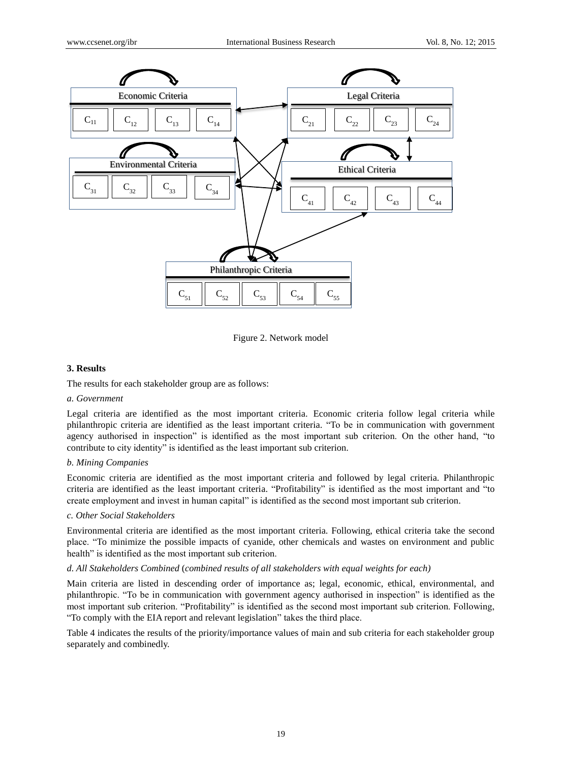Figure 2. Network model

### 3. Results

The results for each stakeholder group are as follows:

*a. Government*

Legal criteria are identified as the most important criteria. Economic criteria follow legal criteria while philanthropic criteria are identified as the least important criteria. "To be in communication with government agency authorised in inspection" is identified as the most important sub criterion. On the other hand, "to contribute to city identity" is identified as the least important sub criterion.

*b. Mining Companies*

Economic criteria are identified as the most important criteria and followed by legal criteria. Philanthropic criteria are identified as the least important criteria. "Profitability" is identified as the most important and "to create employment and invest in human capital" is identified as the second most important sub criterion.

*c. Other Social Stakeholders*

Environmental criteria are identified as the most important criteria. Following, ethical criteria take the second place. "To minimize the possible impacts of cyanide, other chemicals and wastes on environment and public health" is identified as the most important sub criterion.

*d. All Stakeholders Combined* (*combined results of all stakeholders with equal weights for each)*

Main criteria are listed in descending order of importance as; legal, economic, ethical, environmental, and philanthropic. "To be in communication with government agency authorised in inspection" is identified as the most important sub criterion. "Profitability" is identified as the second most important sub criterion. Following, "To comply with the EIA report and relevant legislation" takes the third place.

Table 4 indicates the results of the priority/importance values of main and sub criteria for each stakeholder group separately and combinedly.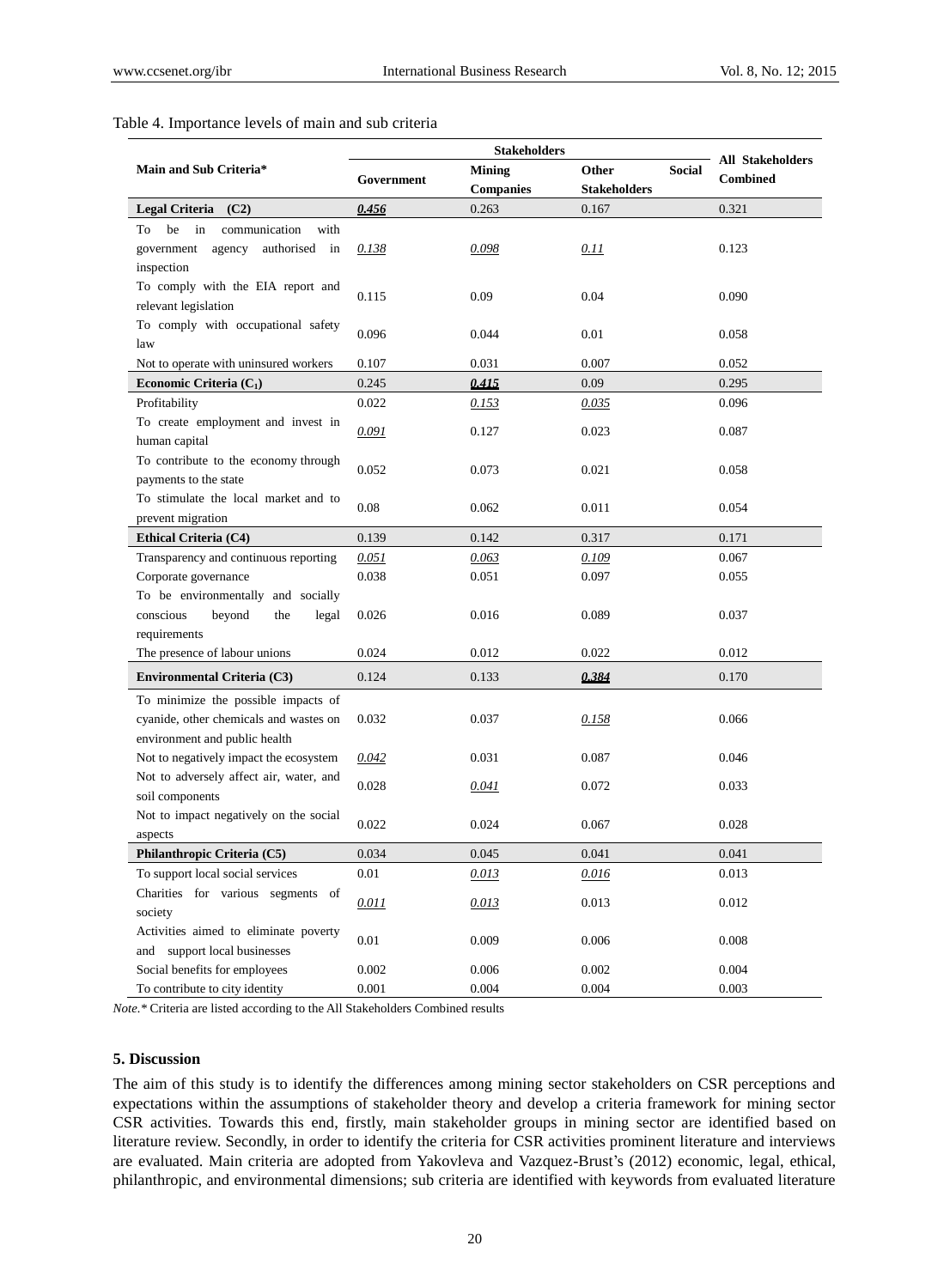Table 4. Importance levels of main and sub criteria

| Main and Sub Criteria* | Stakeholders | | | All Stakeholders Combined |
|---|---|---|---|---|
| | Government | Mining Companies | Other Social Stakeholders | |
| **Legal Criteria (C2)** | ***0.456*** | 0.263 | 0.167 | 0.321 |
| To be in communication with government agency authorised in inspection | *0.138* | *0.098* | *0.11* | 0.123 |
| To comply with the EIA report and relevant legislation | 0.115 | 0.09 | 0.04 | 0.090 |
| To comply with occupational safety law | 0.096 | 0.044 | 0.01 | 0.058 |
| Not to operate with uninsured workers | 0.107 | 0.031 | 0.007 | 0.052 |
| **Economic Criteria ($C_1$)** | 0.245 | ***0.415*** | 0.09 | 0.295 |
| Profitability | 0.022 | *0.153* | *0.035* | 0.096 |
| To create employment and invest in human capital | *0.091* | 0.127 | 0.023 | 0.087 |
| To contribute to the economy through payments to the state | 0.052 | 0.073 | 0.021 | 0.058 |
| To stimulate the local market and to prevent migration | 0.08 | 0.062 | 0.011 | 0.054 |
| **Ethical Criteria (C4)** | 0.139 | 0.142 | 0.317 | 0.171 |
| Transparency and continuous reporting | *0.051* | *0.063* | *0.109* | 0.067 |
| Corporate governance | 0.038 | 0.051 | 0.097 | 0.055 |
| To be environmentally and socially conscious beyond the legal requirements | 0.026 | 0.016 | 0.089 | 0.037 |
| The presence of labour unions | 0.024 | 0.012 | 0.022 | 0.012 |
| **Environmental Criteria (C3)** | 0.124 | 0.133 | ***0.384*** | 0.170 |
| To minimize the possible impacts of cyanide, other chemicals and wastes on environment and public health | 0.032 | 0.037 | *0.158* | 0.066 |
| Not to negatively impact the ecosystem | *0.042* | 0.031 | 0.087 | 0.046 |
| Not to adversely affect air, water, and soil components | 0.028 | *0.041* | 0.072 | 0.033 |
| Not to impact negatively on the social aspects | 0.022 | 0.024 | 0.067 | 0.028 |
| **Philanthropic Criteria (C5)** | 0.034 | 0.045 | 0.041 | 0.041 |
| To support local social services | 0.01 | *0.013* | *0.016* | 0.013 |
| Charities for various segments of society | *0.011* | *0.013* | 0.013 | 0.012 |
| Activities aimed to eliminate poverty and support local businesses | 0.01 | 0.009 | 0.006 | 0.008 |
| Social benefits for employees | 0.002 | 0.006 | 0.002 | 0.004 |
| To contribute to city identity | 0.001 | 0.004 | 0.004 | 0.003 |

*Note.** Criteria are listed according to the All Stakeholders Combined results

## 5. Discussion

The aim of this study is to identify the differences among mining sector stakeholders on CSR perceptions and expectations within the assumptions of stakeholder theory and develop a criteria framework for mining sector CSR activities. Towards this end, firstly, main stakeholder groups in mining sector are identified based on literature review. Secondly, in order to identify the criteria for CSR activities prominent literature and interviews are evaluated. Main criteria are adopted from Yakovleva and Vazquez-Brust's (2012) economic, legal, ethical, philanthropic, and environmental dimensions; sub criteria are identified with keywords from evaluated literature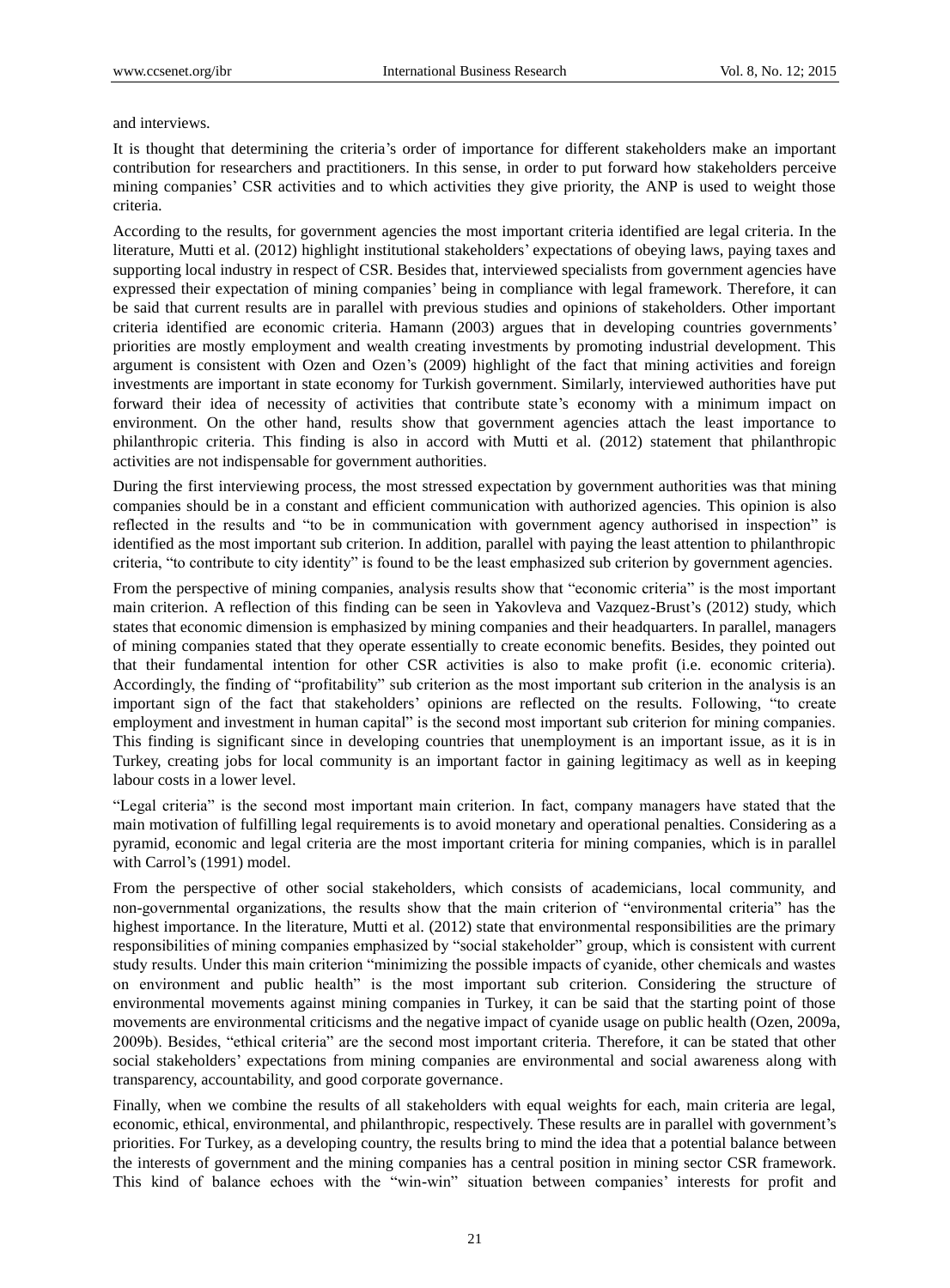and interviews.

It is thought that determining the criteria's order of importance for different stakeholders make an important contribution for researchers and practitioners. In this sense, in order to put forward how stakeholders perceive mining companies' CSR activities and to which activities they give priority, the ANP is used to weight those criteria.

According to the results, for government agencies the most important criteria identified are legal criteria. In the literature, Mutti et al. (2012) highlight institutional stakeholders' expectations of obeying laws, paying taxes and supporting local industry in respect of CSR. Besides that, interviewed specialists from government agencies have expressed their expectation of mining companies' being in compliance with legal framework. Therefore, it can be said that current results are in parallel with previous studies and opinions of stakeholders. Other important criteria identified are economic criteria. Hamann (2003) argues that in developing countries governments' priorities are mostly employment and wealth creating investments by promoting industrial development. This argument is consistent with Ozen and Ozen's (2009) highlight of the fact that mining activities and foreign investments are important in state economy for Turkish government. Similarly, interviewed authorities have put forward their idea of necessity of activities that contribute state's economy with a minimum impact on environment. On the other hand, results show that government agencies attach the least importance to philanthropic criteria. This finding is also in accord with Mutti et al. (2012) statement that philanthropic activities are not indispensable for government authorities.

During the first interviewing process, the most stressed expectation by government authorities was that mining companies should be in a constant and efficient communication with authorized agencies. This opinion is also reflected in the results and "to be in communication with government agency authorised in inspection" is identified as the most important sub criterion. In addition, parallel with paying the least attention to philanthropic criteria, "to contribute to city identity" is found to be the least emphasized sub criterion by government agencies.

From the perspective of mining companies, analysis results show that "economic criteria" is the most important main criterion. A reflection of this finding can be seen in Yakovleva and Vazquez-Brust's (2012) study, which states that economic dimension is emphasized by mining companies and their headquarters. In parallel, managers of mining companies stated that they operate essentially to create economic benefits. Besides, they pointed out that their fundamental intention for other CSR activities is also to make profit (i.e. economic criteria). Accordingly, the finding of "profitability" sub criterion as the most important sub criterion in the analysis is an important sign of the fact that stakeholders' opinions are reflected on the results. Following, "to create employment and investment in human capital" is the second most important sub criterion for mining companies. This finding is significant since in developing countries that unemployment is an important issue, as it is in Turkey, creating jobs for local community is an important factor in gaining legitimacy as well as in keeping labour costs in a lower level.

"Legal criteria" is the second most important main criterion. In fact, company managers have stated that the main motivation of fulfilling legal requirements is to avoid monetary and operational penalties. Considering as a pyramid, economic and legal criteria are the most important criteria for mining companies, which is in parallel with Carrol's (1991) model.

From the perspective of other social stakeholders, which consists of academicians, local community, and non-governmental organizations, the results show that the main criterion of "environmental criteria" has the highest importance. In the literature, Mutti et al. (2012) state that environmental responsibilities are the primary responsibilities of mining companies emphasized by "social stakeholder" group, which is consistent with current study results. Under this main criterion "minimizing the possible impacts of cyanide, other chemicals and wastes on environment and public health" is the most important sub criterion. Considering the structure of environmental movements against mining companies in Turkey, it can be said that the starting point of those movements are environmental criticisms and the negative impact of cyanide usage on public health (Ozen, 2009a, 2009b). Besides, "ethical criteria" are the second most important criteria. Therefore, it can be stated that other social stakeholders' expectations from mining companies are environmental and social awareness along with transparency, accountability, and good corporate governance.

Finally, when we combine the results of all stakeholders with equal weights for each, main criteria are legal, economic, ethical, environmental, and philanthropic, respectively. These results are in parallel with government's priorities. For Turkey, as a developing country, the results bring to mind the idea that a potential balance between the interests of government and the mining companies has a central position in mining sector CSR framework. This kind of balance echoes with the "win-win" situation between companies' interests for profit and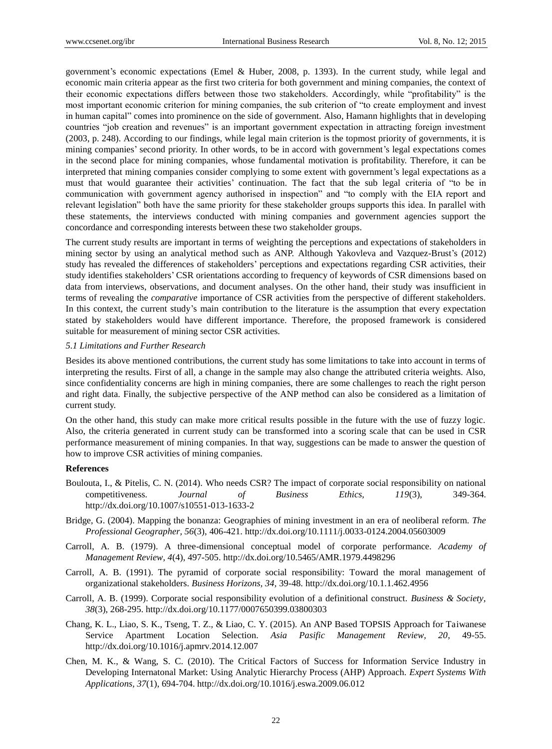government's economic expectations (Emel & Huber, 2008, p. 1393). In the current study, while legal and economic main criteria appear as the first two criteria for both government and mining companies, the context of their economic expectations differs between those two stakeholders. Accordingly, while "profitability" is the most important economic criterion for mining companies, the sub criterion of "to create employment and invest in human capital" comes into prominence on the side of government. Also, Hamann highlights that in developing countries "job creation and revenues" is an important government expectation in attracting foreign investment (2003, p. 248). According to our findings, while legal main criterion is the topmost priority of governments, it is mining companies' second priority. In other words, to be in accord with government's legal expectations comes in the second place for mining companies, whose fundamental motivation is profitability. Therefore, it can be interpreted that mining companies consider complying to some extent with government's legal expectations as a must that would guarantee their activities' continuation. The fact that the sub legal criteria of "to be in communication with government agency authorised in inspection" and "to comply with the EIA report and relevant legislation" both have the same priority for these stakeholder groups supports this idea. In parallel with these statements, the interviews conducted with mining companies and government agencies support the concordance and corresponding interests between these two stakeholder groups.

The current study results are important in terms of weighting the perceptions and expectations of stakeholders in mining sector by using an analytical method such as ANP. Although Yakovleva and Vazquez-Brust's (2012) study has revealed the differences of stakeholders' perceptions and expectations regarding CSR activities, their study identifies stakeholders' CSR orientations according to frequency of keywords of CSR dimensions based on data from interviews, observations, and document analyses. On the other hand, their study was insufficient in terms of revealing the *comparative* importance of CSR activities from the perspective of different stakeholders. In this context, the current study's main contribution to the literature is the assumption that every expectation stated by stakeholders would have different importance. Therefore, the proposed framework is considered suitable for measurement of mining sector CSR activities.

### *5.1 Limitations and Further Research*

Besides its above mentioned contributions, the current study has some limitations to take into account in terms of interpreting the results. First of all, a change in the sample may also change the attributed criteria weights. Also, since confidentiality concerns are high in mining companies, there are some challenges to reach the right person and right data. Finally, the subjective perspective of the ANP method can also be considered as a limitation of current study.

On the other hand, this study can make more critical results possible in the future with the use of fuzzy logic. Also, the criteria generated in current study can be transformed into a scoring scale that can be used in CSR performance measurement of mining companies. In that way, suggestions can be made to answer the question of how to improve CSR activities of mining companies.

## **References**

Boulouta, I., & Pitelis, C. N. (2014). Who needs CSR? The impact of corporate social responsibility on national competitiveness. *Journal of Business Ethics, 119*(3), 349-364. http://dx.doi.org/10.1007/s10551-013-1633-2

Bridge, G. (2004). Mapping the bonanza: Geographies of mining investment in an era of neoliberal reform. *The Professional Geographer, 56*(3), 406-421. http://dx.doi.org/10.1111/j.0033-0124.2004.05603009

Carroll, A. B. (1979). A three-dimensional conceptual model of corporate performance. *Academy of Management Review, 4*(4), 497-505. http://dx.doi.org/10.5465/AMR.1979.4498296

Carroll, A. B. (1991). The pyramid of corporate social responsibility: Toward the moral management of organizational stakeholders. *Business Horizons, 34*, 39-48. http://dx.doi.org/10.1.1.462.4956

Carroll, A. B. (1999). Corporate social responsibility evolution of a definitional construct. *Business & Society, 38*(3), 268-295. http://dx.doi.org/10.1177/0007650399.03800303

Chang, K. L., Liao, S. K., Tseng, T. Z., & Liao, C. Y. (2015). An ANP Based TOPSIS Approach for Taiwanese Service Apartment Location Selection. *Asia Pasific Management Review, 20*, 49-55. http://dx.doi.org/10.1016/j.apmrv.2014.12.007

Chen, M. K., & Wang, S. C. (2010). The Critical Factors of Success for Information Service Industry in Developing Internatonal Market: Using Analytic Hierarchy Process (AHP) Approach. *Expert Systems With Applications, 37*(1), 694-704. http://dx.doi.org/10.1016/j.eswa.2009.06.012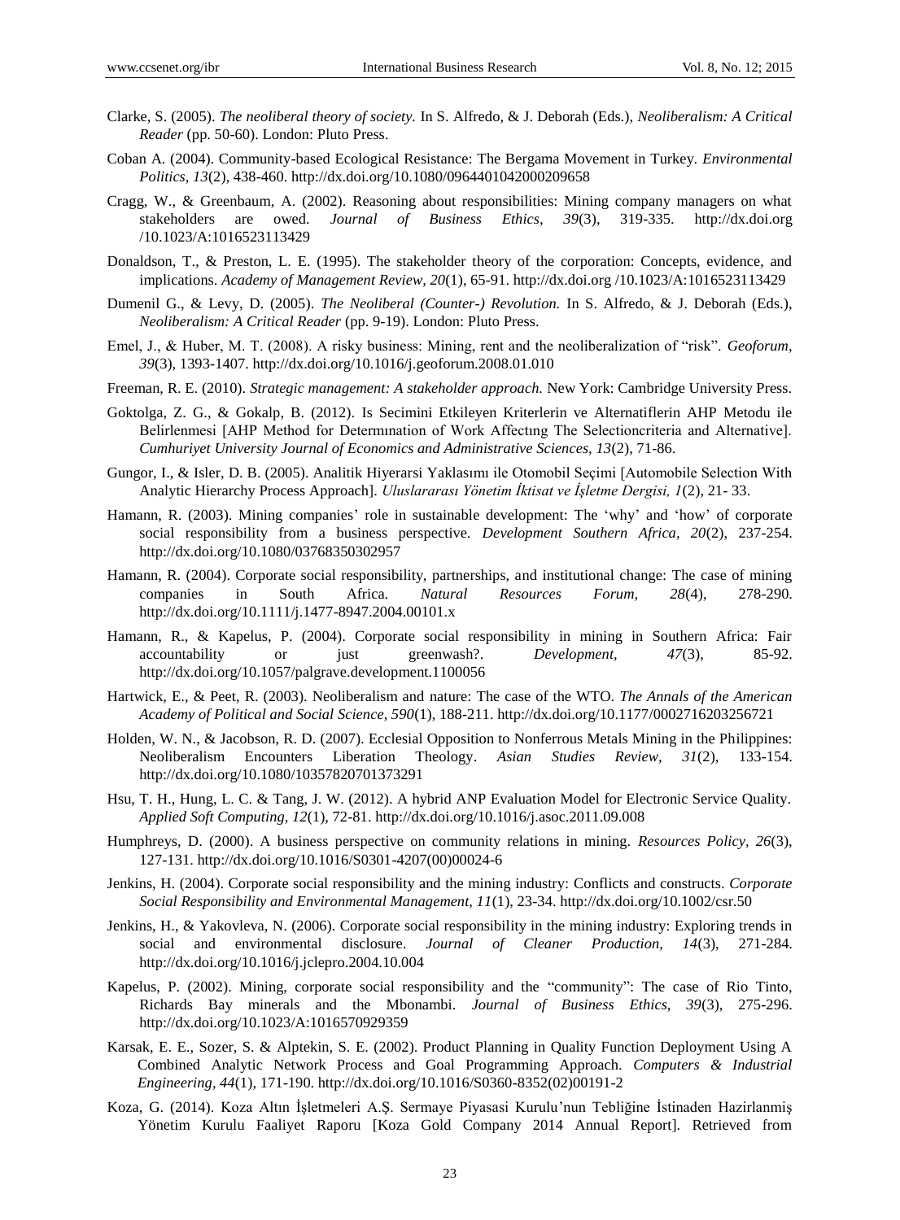Clarke, S. (2005). *The neoliberal theory of society.* In S. Alfredo, & J. Deborah (Eds.), *Neoliberalism: A Critical Reader* (pp. 50-60). London: Pluto Press.

Coban A. (2004). Community-based Ecological Resistance: The Bergama Movement in Turkey. *Environmental Politics, 13*(2), 438-460. http://dx.doi.org/10.1080/0964401042000209658

Cragg, W., & Greenbaum, A. (2002). Reasoning about responsibilities: Mining company managers on what stakeholders are owed. *Journal of Business Ethics, 39*(3), 319-335. http://dx.doi.org /10.1023/A:1016523113429

Donaldson, T., & Preston, L. E. (1995). The stakeholder theory of the corporation: Concepts, evidence, and implications. *Academy of Management Review, 20*(1), 65-91. http://dx.doi.org /10.1023/A:1016523113429

Dumenil G., & Levy, D. (2005). *The Neoliberal (Counter-) Revolution.* In S. Alfredo, & J. Deborah (Eds.), *Neoliberalism: A Critical Reader* (pp. 9-19). London: Pluto Press.

Emel, J., & Huber, M. T. (2008). A risky business: Mining, rent and the neoliberalization of "risk". *Geoforum, 39*(3), 1393-1407. http://dx.doi.org/10.1016/j.geoforum.2008.01.010

Freeman, R. E. (2010). *Strategic management: A stakeholder approach.* New York: Cambridge University Press.

Goktolga, Z. G., & Gokalp, B. (2012). Is Secimini Etkileyen Kriterlerin ve Alternatiflerin AHP Metodu ile Belirlenmesi [AHP Method for Determınation of Work Affectıng The Selectioncriteria and Alternative]. *Cumhuriyet University Journal of Economics and Administrative Sciences, 13*(2), 71-86.

Gungor, I., & Isler, D. B. (2005). Analitik Hiyerarsi Yaklasımı ile Otomobil Seçimi [Automobile Selection With Analytic Hierarchy Process Approach]. *Uluslararası Yönetim İktisat ve İşletme Dergisi, 1*(2), 21- 33.

Hamann, R. (2003). Mining companies' role in sustainable development: The 'why' and 'how' of corporate social responsibility from a business perspective. *Development Southern Africa, 20*(2), 237-254. http://dx.doi.org/10.1080/03768350302957

Hamann, R. (2004). Corporate social responsibility, partnerships, and institutional change: The case of mining companies in South Africa. *Natural Resources Forum, 28*(4), 278-290. http://dx.doi.org/10.1111/j.1477-8947.2004.00101.x

Hamann, R., & Kapelus, P. (2004). Corporate social responsibility in mining in Southern Africa: Fair accountability or just greenwash?. *Development, 47*(3), 85-92. http://dx.doi.org/10.1057/palgrave.development.1100056

Hartwick, E., & Peet, R. (2003). Neoliberalism and nature: The case of the WTO. *The Annals of the American Academy of Political and Social Science, 590*(1), 188-211. http://dx.doi.org/10.1177/0002716203256721

Holden, W. N., & Jacobson, R. D. (2007). Ecclesial Opposition to Nonferrous Metals Mining in the Philippines: Neoliberalism Encounters Liberation Theology. *Asian Studies Review, 31*(2), 133-154. http://dx.doi.org/10.1080/10357820701373291

Hsu, T. H., Hung, L. C. & Tang, J. W. (2012). A hybrid ANP Evaluation Model for Electronic Service Quality. *Applied Soft Computing, 12*(1), 72-81. http://dx.doi.org/10.1016/j.asoc.2011.09.008

Humphreys, D. (2000). A business perspective on community relations in mining. *Resources Policy, 26*(3), 127-131. http://dx.doi.org/10.1016/S0301-4207(00)00024-6

Jenkins, H. (2004). Corporate social responsibility and the mining industry: Conflicts and constructs. *Corporate Social Responsibility and Environmental Management, 11*(1), 23-34. http://dx.doi.org/10.1002/csr.50

Jenkins, H., & Yakovleva, N. (2006). Corporate social responsibility in the mining industry: Exploring trends in social and environmental disclosure. *Journal of Cleaner Production, 14*(3), 271-284. http://dx.doi.org/10.1016/j.jclepro.2004.10.004

Kapelus, P. (2002). Mining, corporate social responsibility and the "community": The case of Rio Tinto, Richards Bay minerals and the Mbonambi. *Journal of Business Ethics, 39*(3), 275-296. http://dx.doi.org/10.1023/A:1016570929359

Karsak, E. E., Sozer, S. & Alptekin, S. E. (2002). Product Planning in Quality Function Deployment Using A Combined Analytic Network Process and Goal Programming Approach. *Computers & Industrial Engineering, 44*(1), 171-190. http://dx.doi.org/10.1016/S0360-8352(02)00191-2

Koza, G. (2014). Koza Altın İşletmeleri A.Ş. Sermaye Piyasasi Kurulu'nun Tebliğine İstinaden Hazirlanmiş Yönetim Kurulu Faaliyet Raporu [Koza Gold Company 2014 Annual Report]. Retrieved from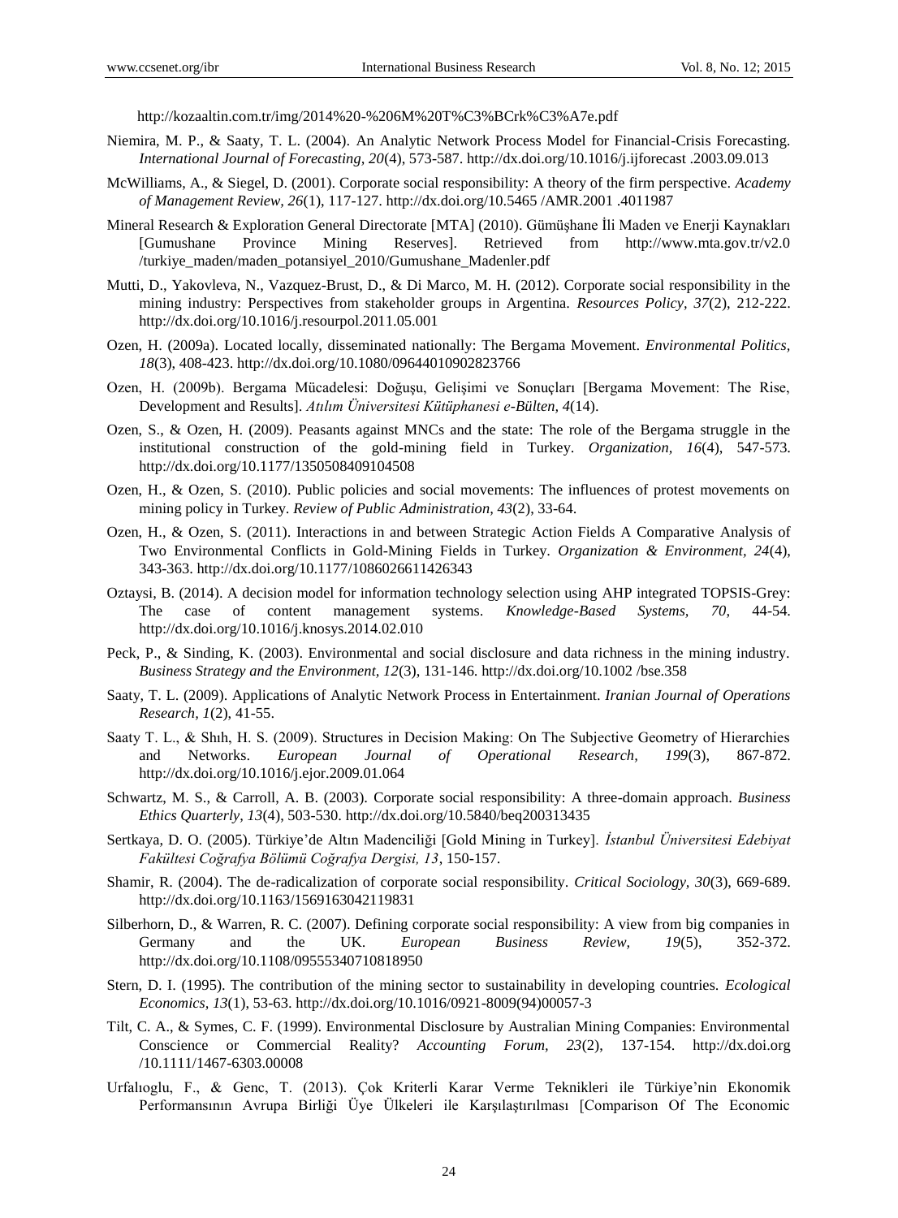http://kozaaltin.com.tr/img/2014%20-%206M%20T%C3%BCrk%C3%A7e.pdf

Niemira, M. P., & Saaty, T. L. (2004). An Analytic Network Process Model for Financial-Crisis Forecasting. *International Journal of Forecasting, 20*(4), 573-587. http://dx.doi.org/10.1016/j.ijforecast .2003.09.013

McWilliams, A., & Siegel, D. (2001). Corporate social responsibility: A theory of the firm perspective. *Academy of Management Review, 26*(1), 117-127. http://dx.doi.org/10.5465 /AMR.2001 .4011987

Mineral Research & Exploration General Directorate [MTA] (2010). Gümüşhane İli Maden ve Enerji Kaynakları [Gumushane Province Mining Reserves]. Retrieved from http://www.mta.gov.tr/v2.0 /turkiye_maden/maden_potansiyel_2010/Gumushane_Madenler.pdf

Mutti, D., Yakovleva, N., Vazquez-Brust, D., & Di Marco, M. H. (2012). Corporate social responsibility in the mining industry: Perspectives from stakeholder groups in Argentina. *Resources Policy, 37*(2), 212-222. http://dx.doi.org/10.1016/j.resourpol.2011.05.001

Ozen, H. (2009a). Located locally, disseminated nationally: The Bergama Movement. *Environmental Politics, 18*(3), 408-423. http://dx.doi.org/10.1080/09644010902823766

Ozen, H. (2009b). Bergama Mücadelesi: Doğuşu, Gelişimi ve Sonuçları [Bergama Movement: The Rise, Development and Results]. *Atılım Üniversitesi Kütüphanesi e-Bülten, 4*(14).

Ozen, S., & Ozen, H. (2009). Peasants against MNCs and the state: The role of the Bergama struggle in the institutional construction of the gold-mining field in Turkey. *Organization, 16*(4), 547-573. http://dx.doi.org/10.1177/1350508409104508

Ozen, H., & Ozen, S. (2010). Public policies and social movements: The influences of protest movements on mining policy in Turkey. *Review of Public Administration, 43*(2), 33-64.

Ozen, H., & Ozen, S. (2011). Interactions in and between Strategic Action Fields A Comparative Analysis of Two Environmental Conflicts in Gold-Mining Fields in Turkey. *Organization & Environment, 24*(4), 343-363. http://dx.doi.org/10.1177/1086026611426343

Oztaysi, B. (2014). A decision model for information technology selection using AHP integrated TOPSIS-Grey: The case of content management systems. *Knowledge-Based Systems, 70*, 44-54. http://dx.doi.org/10.1016/j.knosys.2014.02.010

Peck, P., & Sinding, K. (2003). Environmental and social disclosure and data richness in the mining industry. *Business Strategy and the Environment, 12*(3), 131-146. http://dx.doi.org/10.1002 /bse.358

Saaty, T. L. (2009). Applications of Analytic Network Process in Entertainment. *Iranian Journal of Operations Research, 1*(2), 41-55.

Saaty T. L., & Shıh, H. S. (2009). Structures in Decision Making: On The Subjective Geometry of Hierarchies and Networks. *European Journal of Operational Research, 199*(3), 867-872. http://dx.doi.org/10.1016/j.ejor.2009.01.064

Schwartz, M. S., & Carroll, A. B. (2003). Corporate social responsibility: A three-domain approach. *Business Ethics Quarterly, 13*(4), 503-530. http://dx.doi.org/10.5840/beq200313435

Sertkaya, D. O. (2005). Türkiye'de Altın Madenciliği [Gold Mining in Turkey]. *İstanbul Üniversitesi Edebiyat Fakültesi Coğrafya Bölümü Coğrafya Dergisi, 13*, 150-157.

Shamir, R. (2004). The de-radicalization of corporate social responsibility. *Critical Sociology, 30*(3), 669-689. http://dx.doi.org/10.1163/1569163042119831

Silberhorn, D., & Warren, R. C. (2007). Defining corporate social responsibility: A view from big companies in Germany and the UK. *European Business Review, 19*(5), 352-372. http://dx.doi.org/10.1108/09555340710818950

Stern, D. I. (1995). The contribution of the mining sector to sustainability in developing countries. *Ecological Economics, 13*(1), 53-63. http://dx.doi.org/10.1016/0921-8009(94)00057-3

Tilt, C. A., & Symes, C. F. (1999). Environmental Disclosure by Australian Mining Companies: Environmental Conscience or Commercial Reality? *Accounting Forum, 23*(2), 137-154. http://dx.doi.org /10.1111/1467-6303.00008

Urfalıoglu, F., & Genc, T. (2013). Çok Kriterli Karar Verme Teknikleri ile Türkiye'nin Ekonomik Performansının Avrupa Birliği Üye Ülkeleri ile Karşılaştırılması [Comparison Of The Economic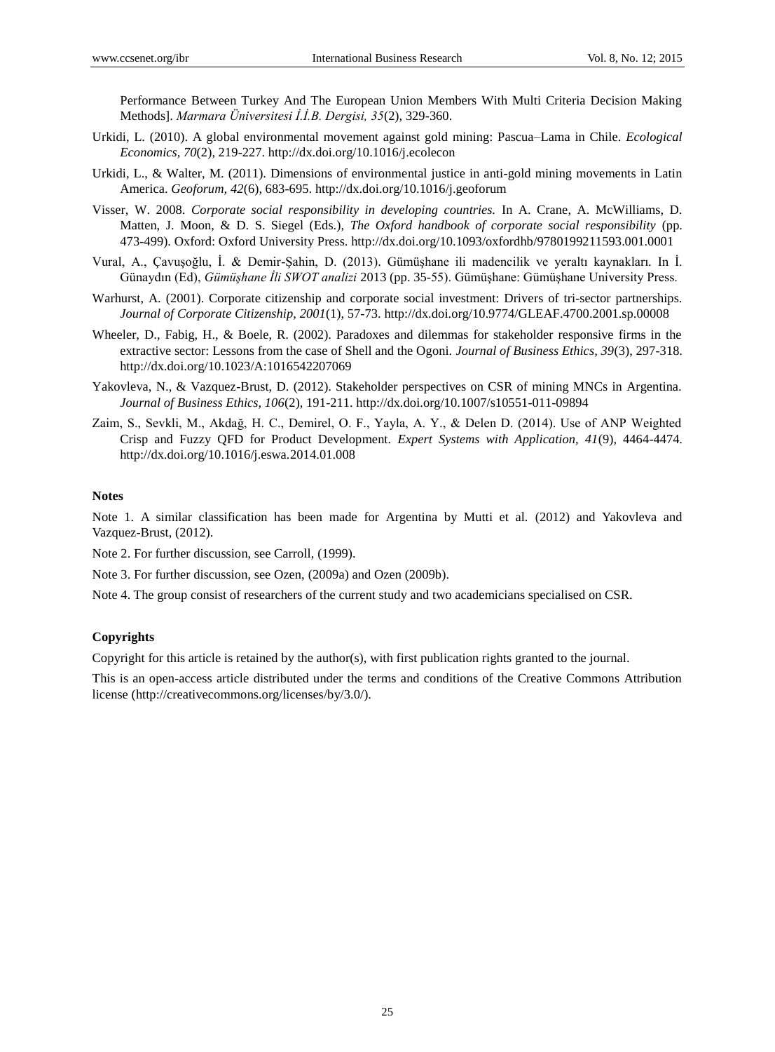Performance Between Turkey And The European Union Members With Multi Criteria Decision Making Methods]. *Marmara Üniversitesi İ.İ.B. Dergisi, 35*(2), 329-360.

Urkidi, L. (2010). A global environmental movement against gold mining: Pascua–Lama in Chile. *Ecological Economics, 70*(2), 219-227. http://dx.doi.org/10.1016/j.ecolecon

Urkidi, L., & Walter, M. (2011). Dimensions of environmental justice in anti-gold mining movements in Latin America. *Geoforum, 42*(6), 683-695. http://dx.doi.org/10.1016/j.geoforum

Visser, W. 2008. *Corporate social responsibility in developing countries.* In A. Crane, A. McWilliams, D. Matten, J. Moon, & D. S. Siegel (Eds.), *The Oxford handbook of corporate social responsibility* (pp. 473-499). Oxford: Oxford University Press. http://dx.doi.org/10.1093/oxfordhb/9780199211593.001.0001

Vural, A., Çavuşoğlu, İ. & Demir-Şahin, D. (2013). Gümüşhane ili madencilik ve yeraltı kaynakları. In İ. Günaydın (Ed), *Gümüşhane İli SWOT analizi* 2013 (pp. 35-55). Gümüşhane: Gümüşhane University Press.

Warhurst, A. (2001). Corporate citizenship and corporate social investment: Drivers of tri-sector partnerships. *Journal of Corporate Citizenship, 2001*(1), 57-73. http://dx.doi.org/10.9774/GLEAF.4700.2001.sp.00008

Wheeler, D., Fabig, H., & Boele, R. (2002). Paradoxes and dilemmas for stakeholder responsive firms in the extractive sector: Lessons from the case of Shell and the Ogoni. *Journal of Business Ethics, 39*(3), 297-318. http://dx.doi.org/10.1023/A:1016542207069

Yakovleva, N., & Vazquez-Brust, D. (2012). Stakeholder perspectives on CSR of mining MNCs in Argentina. *Journal of Business Ethics, 106*(2), 191-211. http://dx.doi.org/10.1007/s10551-011-09894

Zaim, S., Sevkli, M., Akdağ, H. C., Demirel, O. F., Yayla, A. Y., & Delen D. (2014). Use of ANP Weighted Crisp and Fuzzy QFD for Product Development. *Expert Systems with Application, 41*(9), 4464-4474. http://dx.doi.org/10.1016/j.eswa.2014.01.008

### Notes

Note 1. A similar classification has been made for Argentina by Mutti et al. (2012) and Yakovleva and Vazquez-Brust, (2012).

Note 2. For further discussion, see Carroll, (1999).

Note 3. For further discussion, see Ozen, (2009a) and Ozen (2009b).

Note 4. The group consist of researchers of the current study and two academicians specialised on CSR.

### Copyrights

Copyright for this article is retained by the author(s), with first publication rights granted to the journal.

This is an open-access article distributed under the terms and conditions of the Creative Commons Attribution license (http://creativecommons.org/licenses/by/3.0/).